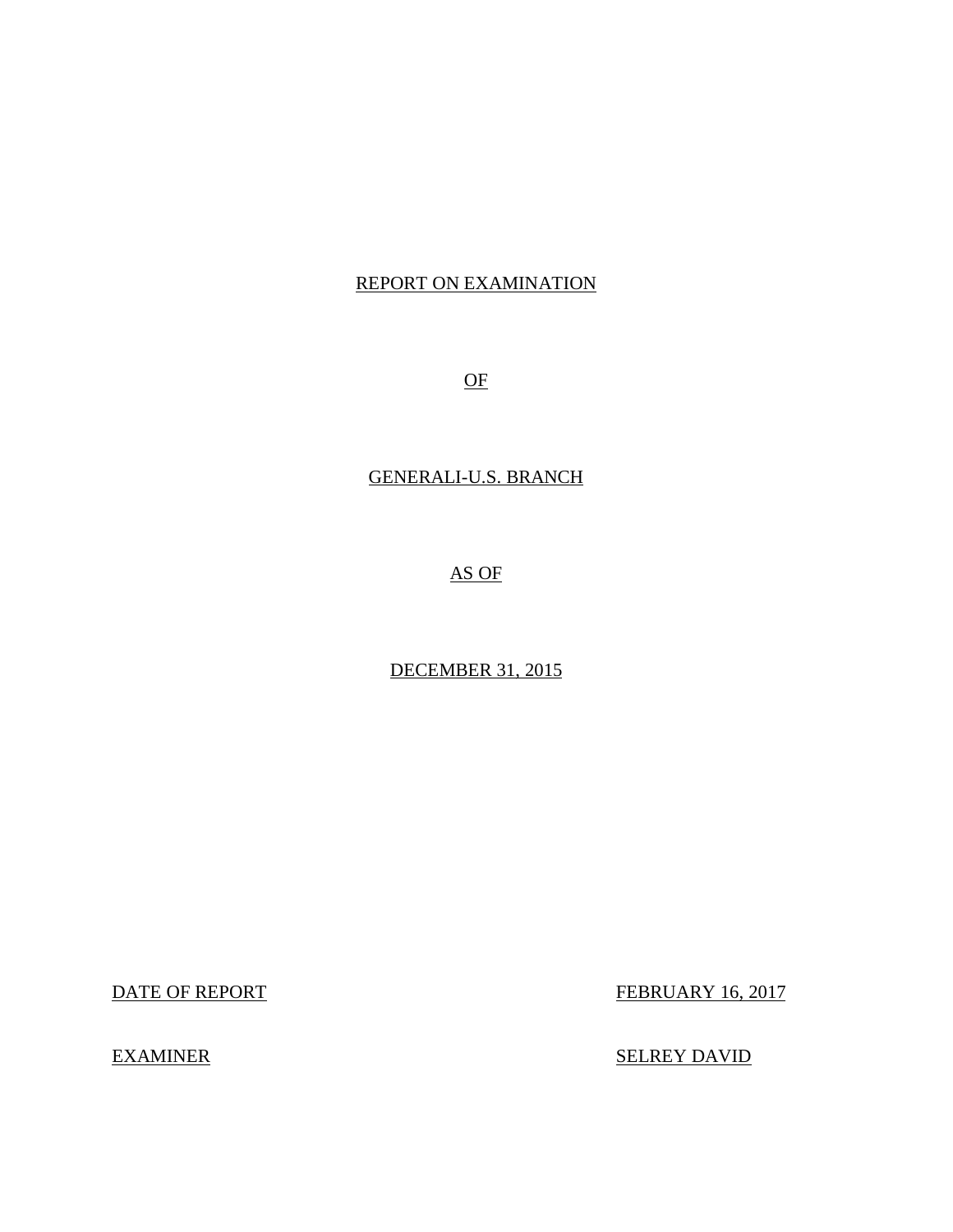REPORT ON EXAMINATION

OF

GENERALI-U.S. BRANCH

AS OF

DECEMBER 31, 2015

DATE OF REPORT FEBRUARY 16, 2017

EXAMINER SELREY DAVID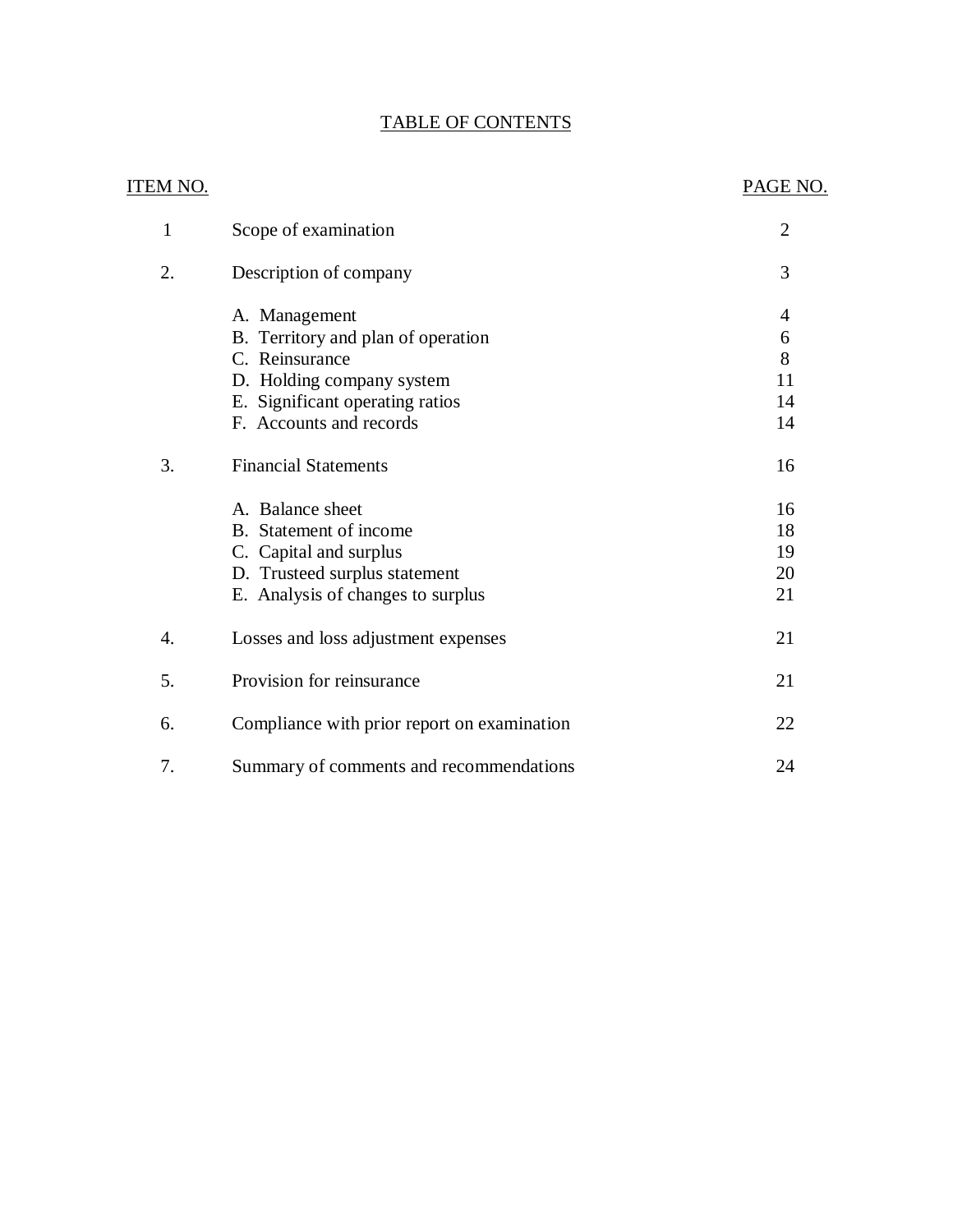# TABLE OF CONTENTS

| ITEM NO. | | PAGE NO. |
|---|---|---|
| 1 | Scope of examination | 2 |
| 2. | Description of company | 3 |
| | A. Management | 4 |
| | B. Territory and plan of operation | 6 |
| | C. Reinsurance | 8 |
| | D. Holding company system | 11 |
| | E. Significant operating ratios | 14 |
| | F. Accounts and records | 14 |
| 3. | Financial Statements | 16 |
| | A. Balance sheet | 16 |
| | B. Statement of income | 18 |
| | C. Capital and surplus | 19 |
| | D. Trusteed surplus statement | 20 |
| | E. Analysis of changes to surplus | 21 |
| 4. | Losses and loss adjustment expenses | 21 |
| 5. | Provision for reinsurance | 21 |
| 6. | Compliance with prior report on examination | 22 |
| 7. | Summary of comments and recommendations | 24 |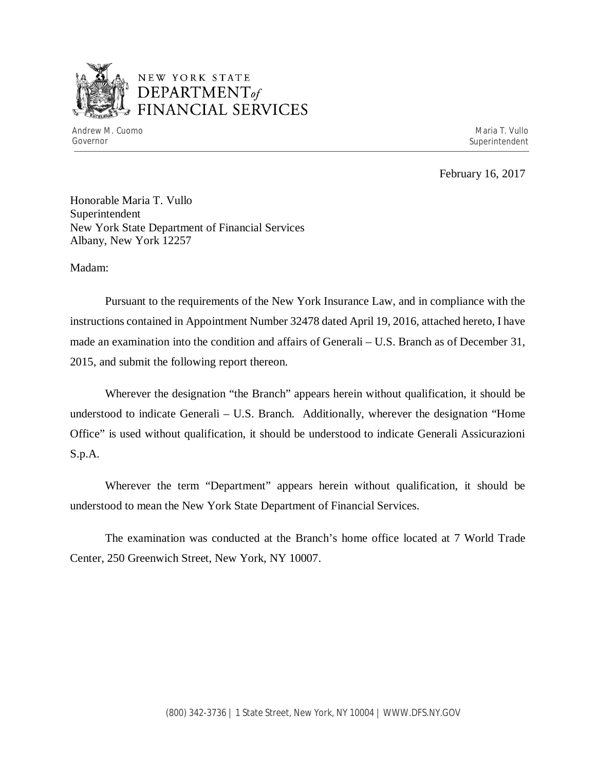NEW YORK STATE
DEPARTMENT *of*
FINANCIAL SERVICES

Andrew M. Cuomo
Governor

Maria T. Vullo
Superintendent

February 16, 2017

Honorable Maria T. Vullo
Superintendent
New York State Department of Financial Services
Albany, New York 12257

Madam:

Pursuant to the requirements of the New York Insurance Law, and in compliance with the instructions contained in Appointment Number 32478 dated April 19, 2016, attached hereto, I have made an examination into the condition and affairs of Generali – U.S. Branch as of December 31, 2015, and submit the following report thereon.

Wherever the designation "the Branch" appears herein without qualification, it should be understood to indicate Generali – U.S. Branch. Additionally, wherever the designation "Home Office" is used without qualification, it should be understood to indicate Generali Assicurazioni S.p.A.

Wherever the term "Department" appears herein without qualification, it should be understood to mean the New York State Department of Financial Services.

The examination was conducted at the Branch's home office located at 7 World Trade Center, 250 Greenwich Street, New York, NY 10007.

(800) 342-3736 | 1 State Street, New York, NY 10004 | WWW.DFS.NY.GOV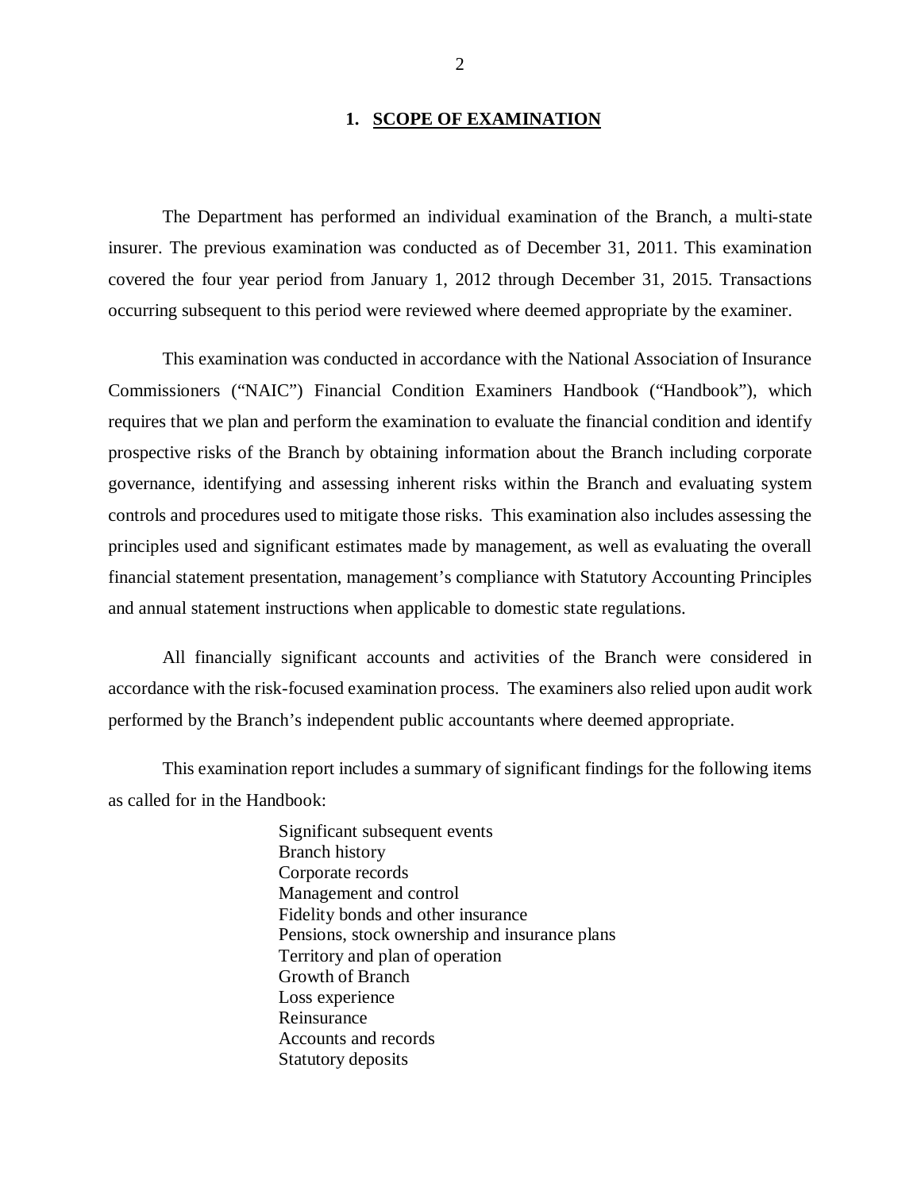## 1. SCOPE OF EXAMINATION

The Department has performed an individual examination of the Branch, a multi-state insurer. The previous examination was conducted as of December 31, 2011. This examination covered the four year period from January 1, 2012 through December 31, 2015. Transactions occurring subsequent to this period were reviewed where deemed appropriate by the examiner.

This examination was conducted in accordance with the National Association of Insurance Commissioners ("NAIC") Financial Condition Examiners Handbook ("Handbook"), which requires that we plan and perform the examination to evaluate the financial condition and identify prospective risks of the Branch by obtaining information about the Branch including corporate governance, identifying and assessing inherent risks within the Branch and evaluating system controls and procedures used to mitigate those risks. This examination also includes assessing the principles used and significant estimates made by management, as well as evaluating the overall financial statement presentation, management's compliance with Statutory Accounting Principles and annual statement instructions when applicable to domestic state regulations.

All financially significant accounts and activities of the Branch were considered in accordance with the risk-focused examination process. The examiners also relied upon audit work performed by the Branch's independent public accountants where deemed appropriate.

This examination report includes a summary of significant findings for the following items as called for in the Handbook:

- Significant subsequent events
- Branch history
- Corporate records
- Management and control
- Fidelity bonds and other insurance
- Pensions, stock ownership and insurance plans
- Territory and plan of operation
- Growth of Branch
- Loss experience
- Reinsurance
- Accounts and records
- Statutory deposits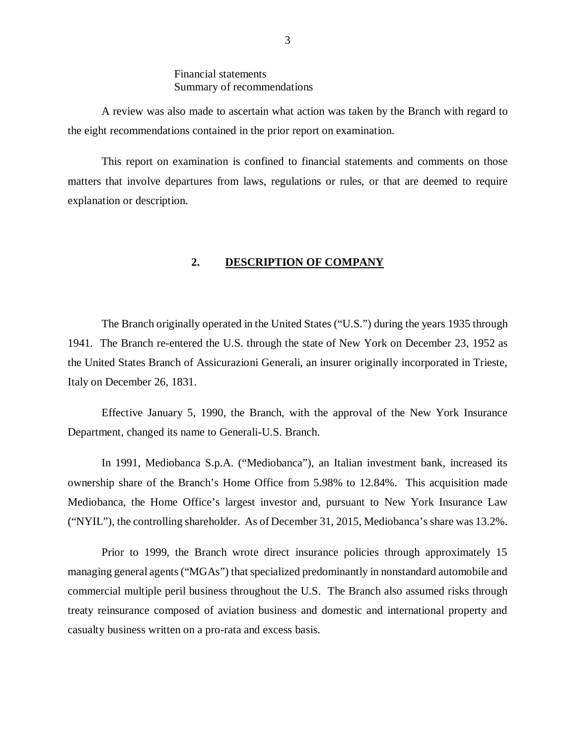Financial statements
Summary of recommendations

A review was also made to ascertain what action was taken by the Branch with regard to the eight recommendations contained in the prior report on examination.

This report on examination is confined to financial statements and comments on those matters that involve departures from laws, regulations or rules, or that are deemed to require explanation or description.

## 2. DESCRIPTION OF COMPANY

The Branch originally operated in the United States ("U.S.") during the years 1935 through 1941. The Branch re-entered the U.S. through the state of New York on December 23, 1952 as the United States Branch of Assicurazioni Generali, an insurer originally incorporated in Trieste, Italy on December 26, 1831.

Effective January 5, 1990, the Branch, with the approval of the New York Insurance Department, changed its name to Generali-U.S. Branch.

In 1991, Mediobanca S.p.A. ("Mediobanca"), an Italian investment bank, increased its ownership share of the Branch's Home Office from 5.98% to 12.84%. This acquisition made Mediobanca, the Home Office's largest investor and, pursuant to New York Insurance Law ("NYIL"), the controlling shareholder. As of December 31, 2015, Mediobanca's share was 13.2%.

Prior to 1999, the Branch wrote direct insurance policies through approximately 15 managing general agents ("MGAs") that specialized predominantly in nonstandard automobile and commercial multiple peril business throughout the U.S. The Branch also assumed risks through treaty reinsurance composed of aviation business and domestic and international property and casualty business written on a pro-rata and excess basis.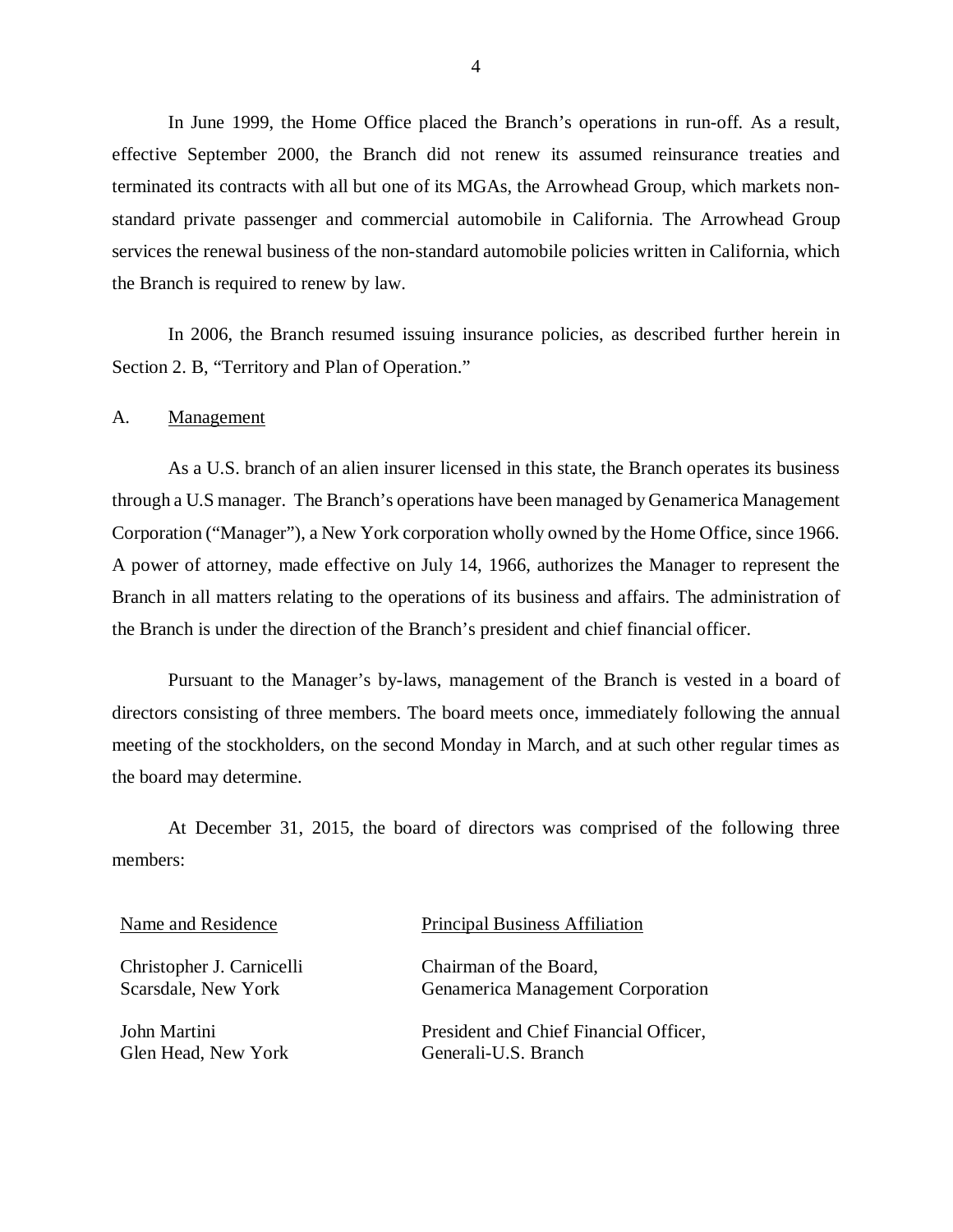In June 1999, the Home Office placed the Branch's operations in run-off. As a result, effective September 2000, the Branch did not renew its assumed reinsurance treaties and terminated its contracts with all but one of its MGAs, the Arrowhead Group, which markets non-standard private passenger and commercial automobile in California. The Arrowhead Group services the renewal business of the non-standard automobile policies written in California, which the Branch is required to renew by law.

In 2006, the Branch resumed issuing insurance policies, as described further herein in Section 2. B, "Territory and Plan of Operation."

## A. Management

As a U.S. branch of an alien insurer licensed in this state, the Branch operates its business through a U.S manager. The Branch's operations have been managed by Genamerica Management Corporation ("Manager"), a New York corporation wholly owned by the Home Office, since 1966. A power of attorney, made effective on July 14, 1966, authorizes the Manager to represent the Branch in all matters relating to the operations of its business and affairs. The administration of the Branch is under the direction of the Branch's president and chief financial officer.

Pursuant to the Manager's by-laws, management of the Branch is vested in a board of directors consisting of three members. The board meets once, immediately following the annual meeting of the stockholders, on the second Monday in March, and at such other regular times as the board may determine.

At December 31, 2015, the board of directors was comprised of the following three members:

| Name and Residence | Principal Business Affiliation |
| --- | --- |
| Christopher J. Carnicelli<br>Scarsdale, New York | Chairman of the Board,<br>Genamerica Management Corporation |
| John Martini<br>Glen Head, New York | President and Chief Financial Officer,<br>Generali-U.S. Branch |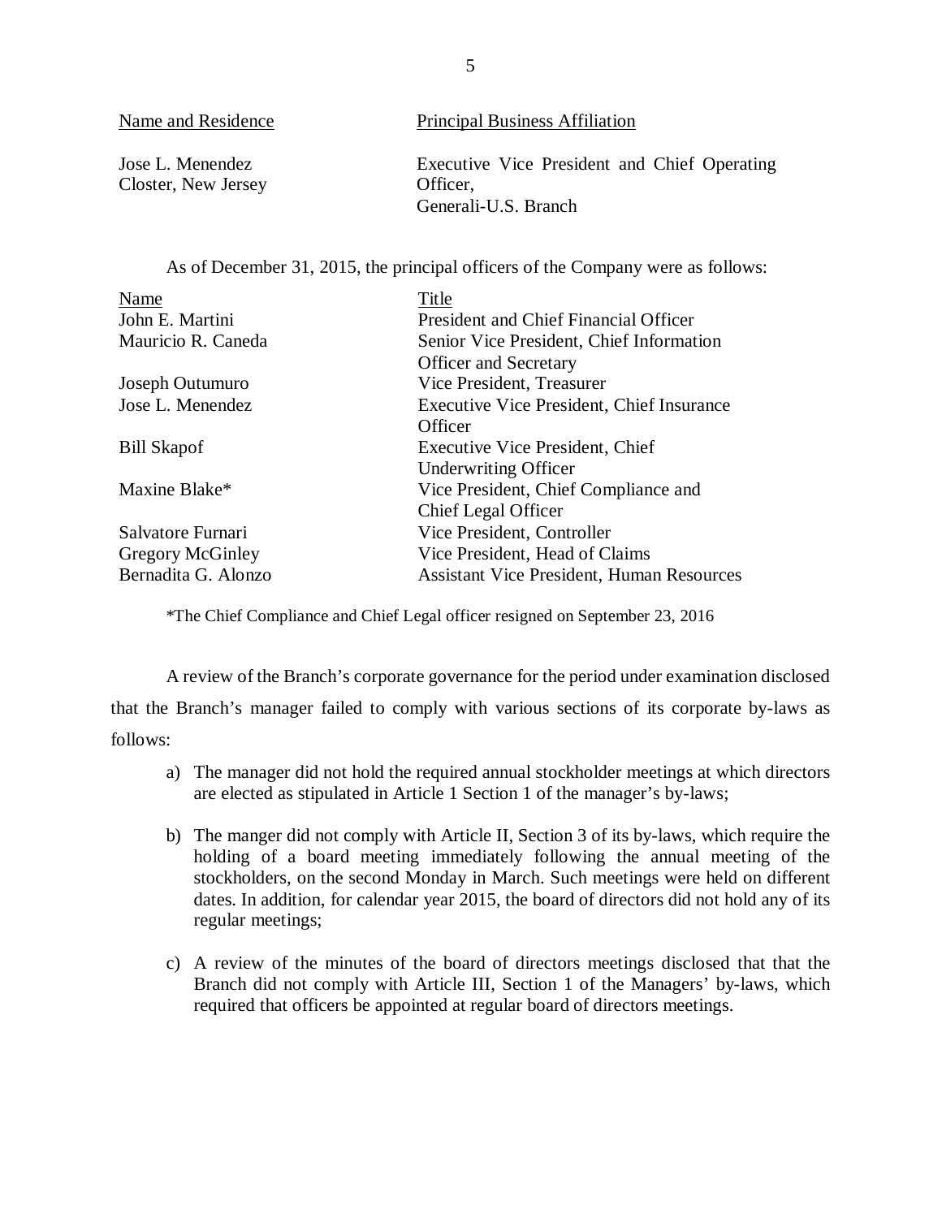| Name and Residence | Principal Business Affiliation |
|---|---|
| Jose L. Menendez<br>Closter, New Jersey | Executive Vice President and Chief Operating Officer,<br>Generali-U.S. Branch |

As of December 31, 2015, the principal officers of the Company were as follows:

| Name | Title |
|---|---|
| John E. Martini | President and Chief Financial Officer |
| Mauricio R. Caneda | Senior Vice President, Chief Information Officer and Secretary |
| Joseph Outumuro | Vice President, Treasurer |
| Jose L. Menendez | Executive Vice President, Chief Insurance Officer |
| Bill Skapof | Executive Vice President, Chief Underwriting Officer |
| Maxine Blake* | Vice President, Chief Compliance and Chief Legal Officer |
| Salvatore Furnari | Vice President, Controller |
| Gregory McGinley | Vice President, Head of Claims |
| Bernadita G. Alonzo | Assistant Vice President, Human Resources |

*The Chief Compliance and Chief Legal officer resigned on September 23, 2016

A review of the Branch's corporate governance for the period under examination disclosed that the Branch's manager failed to comply with various sections of its corporate by-laws as follows:

a) The manager did not hold the required annual stockholder meetings at which directors are elected as stipulated in Article 1 Section 1 of the manager's by-laws;

b) The manger did not comply with Article II, Section 3 of its by-laws, which require the holding of a board meeting immediately following the annual meeting of the stockholders, on the second Monday in March. Such meetings were held on different dates. In addition, for calendar year 2015, the board of directors did not hold any of its regular meetings;

c) A review of the minutes of the board of directors meetings disclosed that that the Branch did not comply with Article III, Section 1 of the Managers' by-laws, which required that officers be appointed at regular board of directors meetings.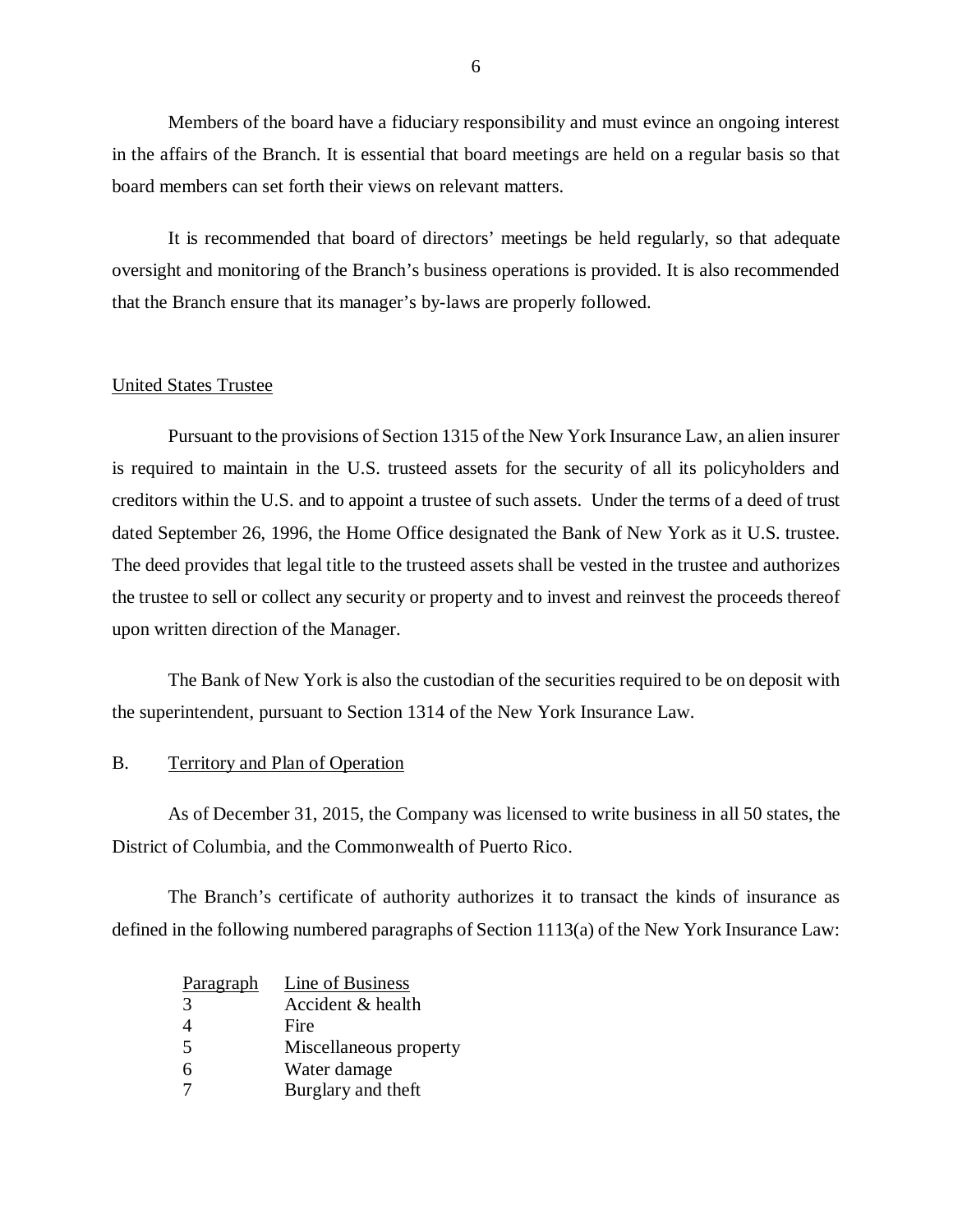Members of the board have a fiduciary responsibility and must evince an ongoing interest in the affairs of the Branch. It is essential that board meetings are held on a regular basis so that board members can set forth their views on relevant matters.

It is recommended that board of directors' meetings be held regularly, so that adequate oversight and monitoring of the Branch's business operations is provided. It is also recommended that the Branch ensure that its manager's by-laws are properly followed.

United States Trustee

Pursuant to the provisions of Section 1315 of the New York Insurance Law, an alien insurer is required to maintain in the U.S. trusteed assets for the security of all its policyholders and creditors within the U.S. and to appoint a trustee of such assets. Under the terms of a deed of trust dated September 26, 1996, the Home Office designated the Bank of New York as it U.S. trustee. The deed provides that legal title to the trusteed assets shall be vested in the trustee and authorizes the trustee to sell or collect any security or property and to invest and reinvest the proceeds thereof upon written direction of the Manager.

The Bank of New York is also the custodian of the securities required to be on deposit with the superintendent, pursuant to Section 1314 of the New York Insurance Law.

## B. Territory and Plan of Operation

As of December 31, 2015, the Company was licensed to write business in all 50 states, the District of Columbia, and the Commonwealth of Puerto Rico.

The Branch's certificate of authority authorizes it to transact the kinds of insurance as defined in the following numbered paragraphs of Section 1113(a) of the New York Insurance Law:

| Paragraph | Line of Business |
|---|---|
| 3 | Accident & health |
| 4 | Fire |
| 5 | Miscellaneous property |
| 6 | Water damage |
| 7 | Burglary and theft |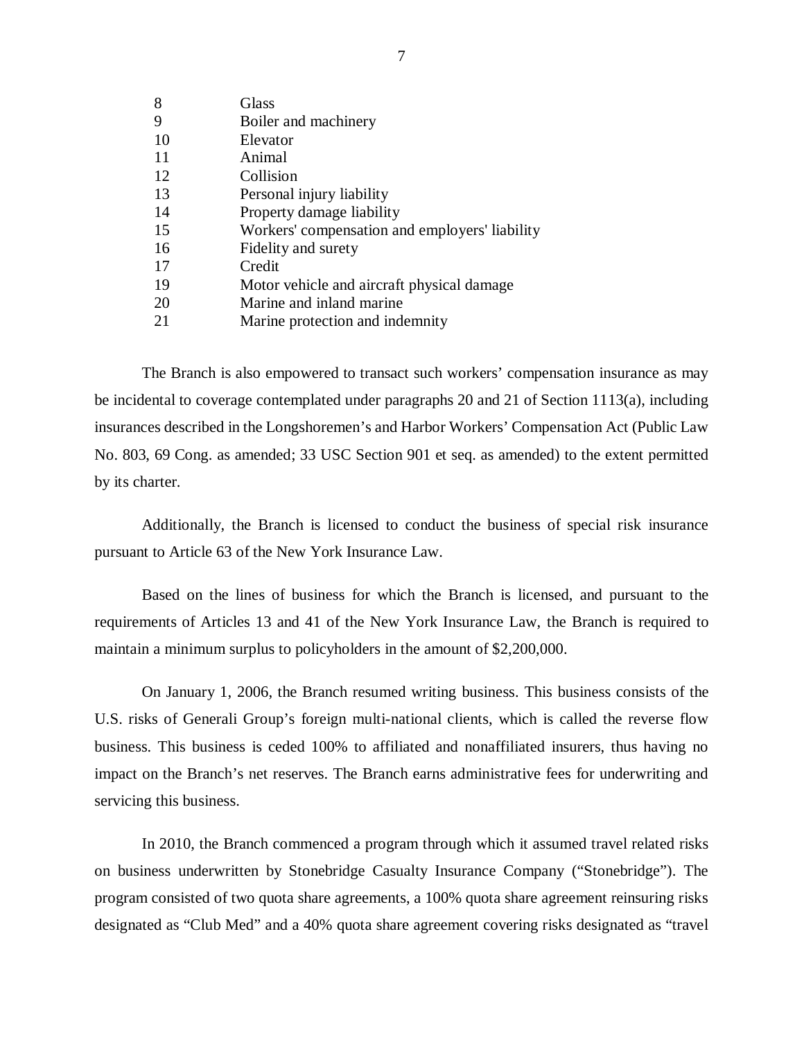| | |
|---|---|
| 8 | Glass |
| 9 | Boiler and machinery |
| 10 | Elevator |
| 11 | Animal |
| 12 | Collision |
| 13 | Personal injury liability |
| 14 | Property damage liability |
| 15 | Workers' compensation and employers' liability |
| 16 | Fidelity and surety |
| 17 | Credit |
| 19 | Motor vehicle and aircraft physical damage |
| 20 | Marine and inland marine |
| 21 | Marine protection and indemnity |

The Branch is also empowered to transact such workers' compensation insurance as may be incidental to coverage contemplated under paragraphs 20 and 21 of Section 1113(a), including insurances described in the Longshoremen's and Harbor Workers' Compensation Act (Public Law No. 803, 69 Cong. as amended; 33 USC Section 901 et seq. as amended) to the extent permitted by its charter.

Additionally, the Branch is licensed to conduct the business of special risk insurance pursuant to Article 63 of the New York Insurance Law.

Based on the lines of business for which the Branch is licensed, and pursuant to the requirements of Articles 13 and 41 of the New York Insurance Law, the Branch is required to maintain a minimum surplus to policyholders in the amount of $2,200,000.

On January 1, 2006, the Branch resumed writing business. This business consists of the U.S. risks of Generali Group's foreign multi-national clients, which is called the reverse flow business. This business is ceded 100% to affiliated and nonaffiliated insurers, thus having no impact on the Branch's net reserves. The Branch earns administrative fees for underwriting and servicing this business.

In 2010, the Branch commenced a program through which it assumed travel related risks on business underwritten by Stonebridge Casualty Insurance Company ("Stonebridge"). The program consisted of two quota share agreements, a 100% quota share agreement reinsuring risks designated as "Club Med" and a 40% quota share agreement covering risks designated as "travel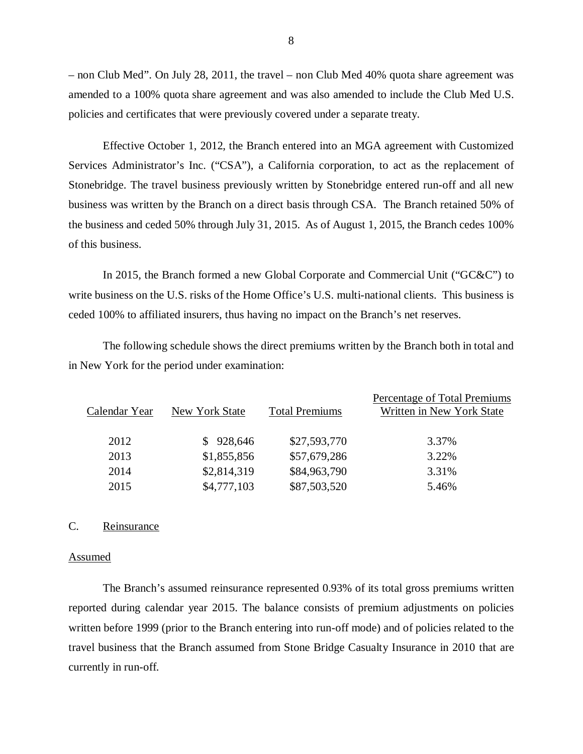– non Club Med". On July 28, 2011, the travel – non Club Med 40% quota share agreement was amended to a 100% quota share agreement and was also amended to include the Club Med U.S. policies and certificates that were previously covered under a separate treaty.

Effective October 1, 2012, the Branch entered into an MGA agreement with Customized Services Administrator's Inc. ("CSA"), a California corporation, to act as the replacement of Stonebridge. The travel business previously written by Stonebridge entered run-off and all new business was written by the Branch on a direct basis through CSA. The Branch retained 50% of the business and ceded 50% through July 31, 2015. As of August 1, 2015, the Branch cedes 100% of this business.

In 2015, the Branch formed a new Global Corporate and Commercial Unit ("GC&C") to write business on the U.S. risks of the Home Office's U.S. multi-national clients. This business is ceded 100% to affiliated insurers, thus having no impact on the Branch's net reserves.

The following schedule shows the direct premiums written by the Branch both in total and in New York for the period under examination:

| Calendar Year | New York State | Total Premiums | Percentage of Total Premiums Written in New York State |
|---|---|---|---|
| 2012 | $ 928,646 | $27,593,770 | 3.37% |
| 2013 | $1,855,856 | $57,679,286 | 3.22% |
| 2014 | $2,814,319 | $84,963,790 | 3.31% |
| 2015 | $4,777,103 | $87,503,520 | 5.46% |

## C. Reinsurance

### Assumed

The Branch's assumed reinsurance represented 0.93% of its total gross premiums written reported during calendar year 2015. The balance consists of premium adjustments on policies written before 1999 (prior to the Branch entering into run-off mode) and of policies related to the travel business that the Branch assumed from Stone Bridge Casualty Insurance in 2010 that are currently in run-off.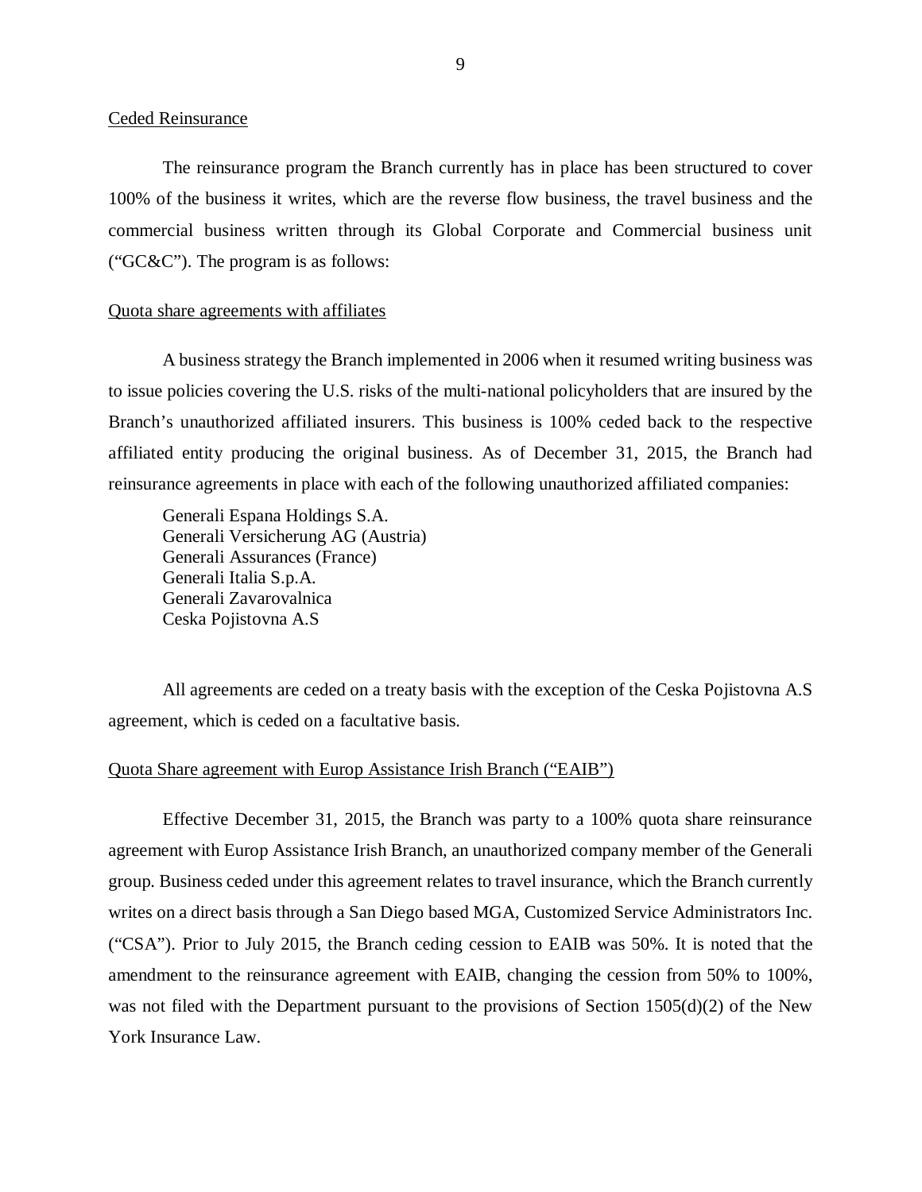## Ceded Reinsurance

The reinsurance program the Branch currently has in place has been structured to cover 100% of the business it writes, which are the reverse flow business, the travel business and the commercial business written through its Global Corporate and Commercial business unit ("GC&C"). The program is as follows:

### Quota share agreements with affiliates

A business strategy the Branch implemented in 2006 when it resumed writing business was to issue policies covering the U.S. risks of the multi-national policyholders that are insured by the Branch's unauthorized affiliated insurers. This business is 100% ceded back to the respective affiliated entity producing the original business. As of December 31, 2015, the Branch had reinsurance agreements in place with each of the following unauthorized affiliated companies:

Generali Espana Holdings S.A.
Generali Versicherung AG (Austria)
Generali Assurances (France)
Generali Italia S.p.A.
Generali Zavarovalnica
Ceska Pojistovna A.S

All agreements are ceded on a treaty basis with the exception of the Ceska Pojistovna A.S agreement, which is ceded on a facultative basis.

### Quota Share agreement with Europ Assistance Irish Branch ("EAIB")

Effective December 31, 2015, the Branch was party to a 100% quota share reinsurance agreement with Europ Assistance Irish Branch, an unauthorized company member of the Generali group. Business ceded under this agreement relates to travel insurance, which the Branch currently writes on a direct basis through a San Diego based MGA, Customized Service Administrators Inc. ("CSA"). Prior to July 2015, the Branch ceding cession to EAIB was 50%. It is noted that the amendment to the reinsurance agreement with EAIB, changing the cession from 50% to 100%, was not filed with the Department pursuant to the provisions of Section 1505(d)(2) of the New York Insurance Law.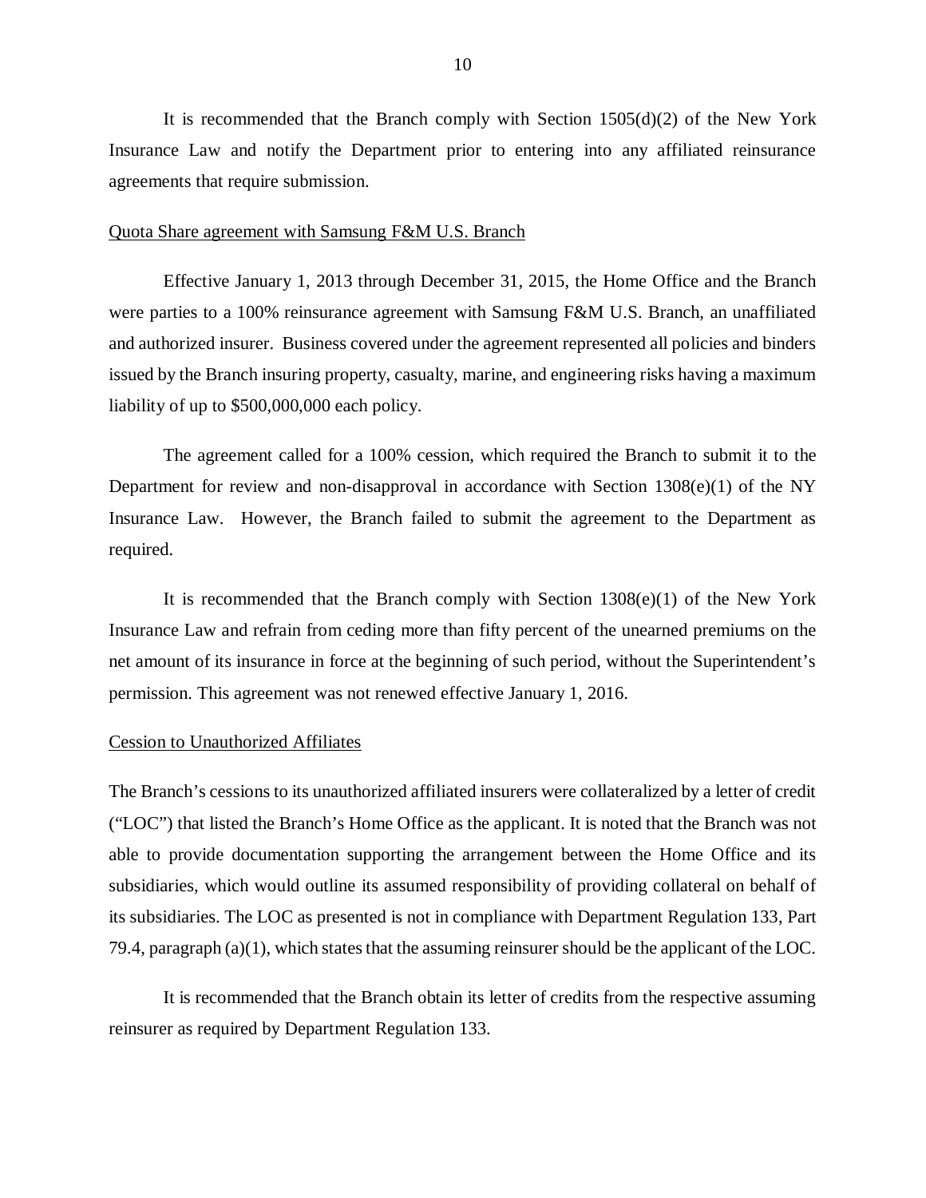It is recommended that the Branch comply with Section 1505(d)(2) of the New York Insurance Law and notify the Department prior to entering into any affiliated reinsurance agreements that require submission.

Quota Share agreement with Samsung F&M U.S. Branch

Effective January 1, 2013 through December 31, 2015, the Home Office and the Branch were parties to a 100% reinsurance agreement with Samsung F&M U.S. Branch, an unaffiliated and authorized insurer. Business covered under the agreement represented all policies and binders issued by the Branch insuring property, casualty, marine, and engineering risks having a maximum liability of up to $500,000,000 each policy.

The agreement called for a 100% cession, which required the Branch to submit it to the Department for review and non-disapproval in accordance with Section 1308(e)(1) of the NY Insurance Law. However, the Branch failed to submit the agreement to the Department as required.

It is recommended that the Branch comply with Section 1308(e)(1) of the New York Insurance Law and refrain from ceding more than fifty percent of the unearned premiums on the net amount of its insurance in force at the beginning of such period, without the Superintendent's permission. This agreement was not renewed effective January 1, 2016.

Cession to Unauthorized Affiliates

The Branch's cessions to its unauthorized affiliated insurers were collateralized by a letter of credit ("LOC") that listed the Branch's Home Office as the applicant. It is noted that the Branch was not able to provide documentation supporting the arrangement between the Home Office and its subsidiaries, which would outline its assumed responsibility of providing collateral on behalf of its subsidiaries. The LOC as presented is not in compliance with Department Regulation 133, Part 79.4, paragraph (a)(1), which states that the assuming reinsurer should be the applicant of the LOC.

It is recommended that the Branch obtain its letter of credits from the respective assuming reinsurer as required by Department Regulation 133.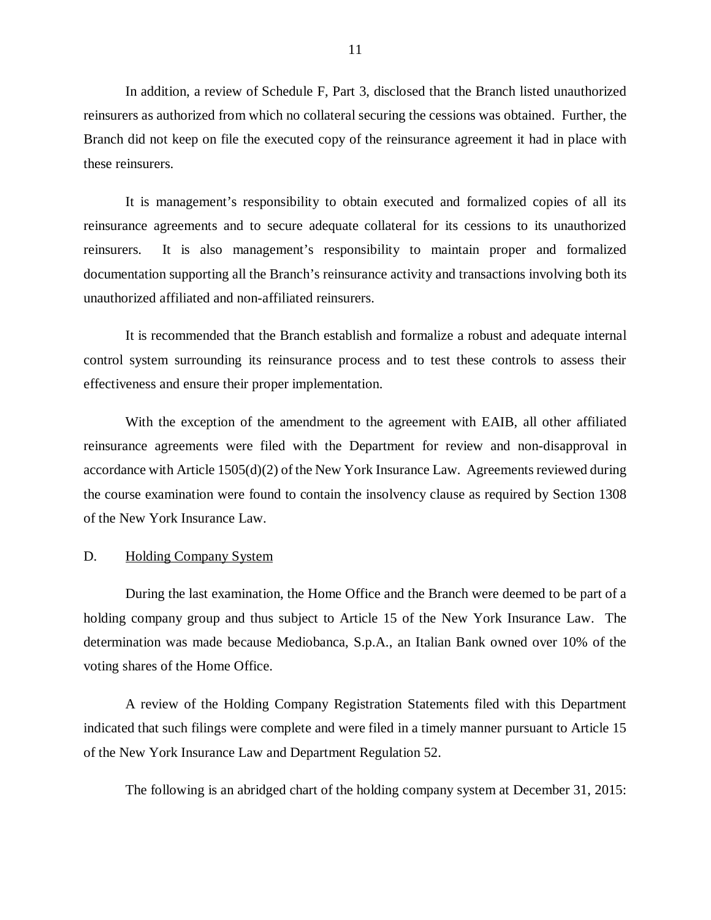In addition, a review of Schedule F, Part 3, disclosed that the Branch listed unauthorized reinsurers as authorized from which no collateral securing the cessions was obtained. Further, the Branch did not keep on file the executed copy of the reinsurance agreement it had in place with these reinsurers.

It is management's responsibility to obtain executed and formalized copies of all its reinsurance agreements and to secure adequate collateral for its cessions to its unauthorized reinsurers. It is also management's responsibility to maintain proper and formalized documentation supporting all the Branch's reinsurance activity and transactions involving both its unauthorized affiliated and non-affiliated reinsurers.

It is recommended that the Branch establish and formalize a robust and adequate internal control system surrounding its reinsurance process and to test these controls to assess their effectiveness and ensure their proper implementation.

With the exception of the amendment to the agreement with EAIB, all other affiliated reinsurance agreements were filed with the Department for review and non-disapproval in accordance with Article 1505(d)(2) of the New York Insurance Law. Agreements reviewed during the course examination were found to contain the insolvency clause as required by Section 1308 of the New York Insurance Law.

D. Holding Company System

During the last examination, the Home Office and the Branch were deemed to be part of a holding company group and thus subject to Article 15 of the New York Insurance Law. The determination was made because Mediobanca, S.p.A., an Italian Bank owned over 10% of the voting shares of the Home Office.

A review of the Holding Company Registration Statements filed with this Department indicated that such filings were complete and were filed in a timely manner pursuant to Article 15 of the New York Insurance Law and Department Regulation 52.

The following is an abridged chart of the holding company system at December 31, 2015: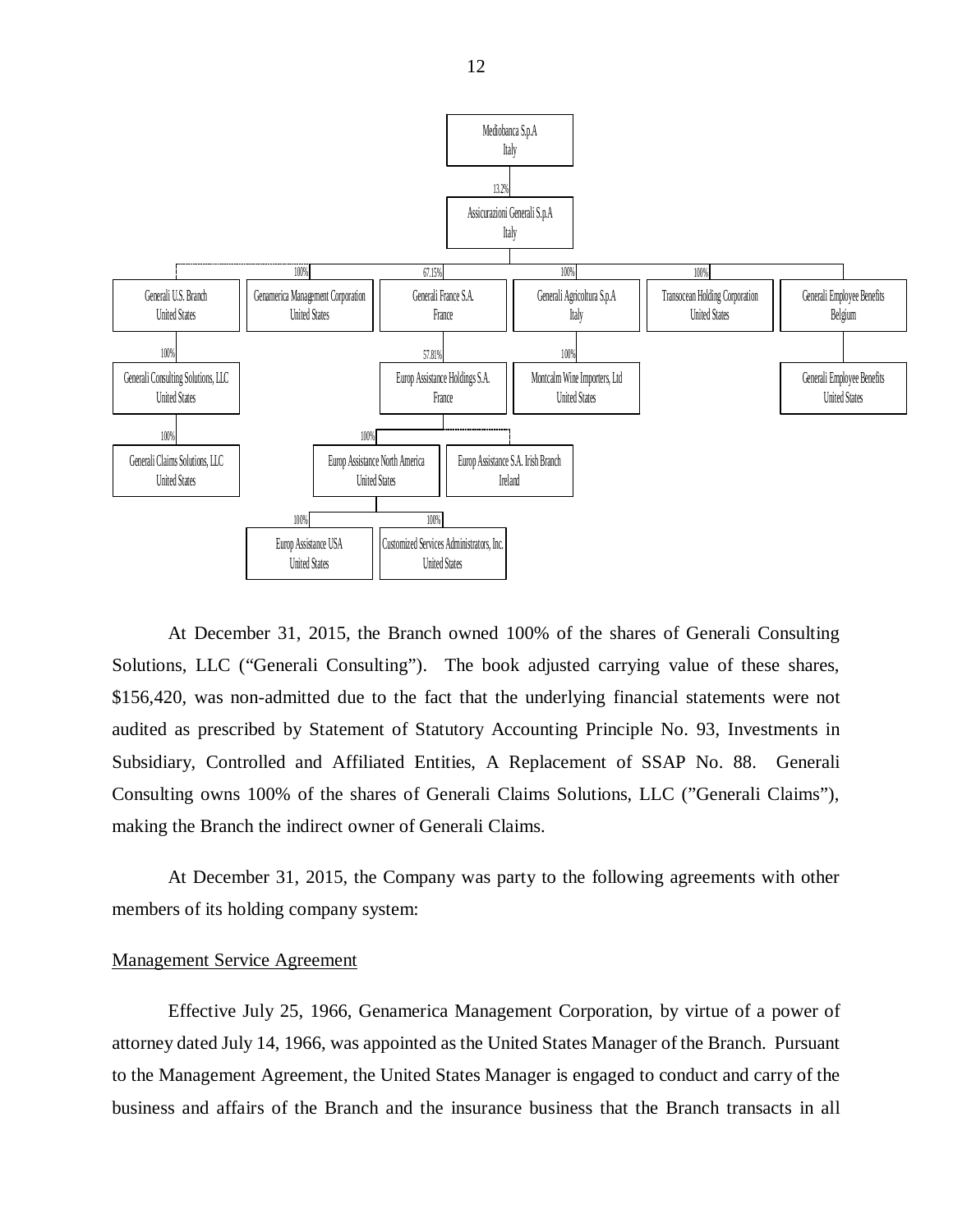- Mediobanca S.p.A, Italy
  - 13.2% — Assicurazioni Generali S.p.A, Italy
    - Generali U.S. Branch, United States
      - 100% — Generali Consulting Solutions, LLC, United States
        - 100% — Generali Claims Solutions, LLC, United States
    - 100% — Genamerica Management Corporation, United States
    - 67.15% — Generali France S.A., France
      - 57.81% — Europ Assistance Holdings S.A., France
        - 100% — Europ Assistance North America, United States
          - 100% — Europ Assistance USA, United States
          - 100% — Customized Services Administrators, Inc., United States
        - Europ Assistance S.A. Irish Branch, Ireland
    - 100% — Generali Agricoltura S.p.A, Italy
      - 100% — Montcalm Wine Importers, Ltd, United States
    - 100% — Transocean Holding Corporation, United States
    - Generali Employee Benefits, Belgium
      - Generali Employee Benefits, United States

At December 31, 2015, the Branch owned 100% of the shares of Generali Consulting Solutions, LLC ("Generali Consulting"). The book adjusted carrying value of these shares, $156,420, was non-admitted due to the fact that the underlying financial statements were not audited as prescribed by Statement of Statutory Accounting Principle No. 93, Investments in Subsidiary, Controlled and Affiliated Entities, A Replacement of SSAP No. 88. Generali Consulting owns 100% of the shares of Generali Claims Solutions, LLC ("Generali Claims"), making the Branch the indirect owner of Generali Claims.

At December 31, 2015, the Company was party to the following agreements with other members of its holding company system:

Management Service Agreement

Effective July 25, 1966, Genamerica Management Corporation, by virtue of a power of attorney dated July 14, 1966, was appointed as the United States Manager of the Branch. Pursuant to the Management Agreement, the United States Manager is engaged to conduct and carry of the business and affairs of the Branch and the insurance business that the Branch transacts in all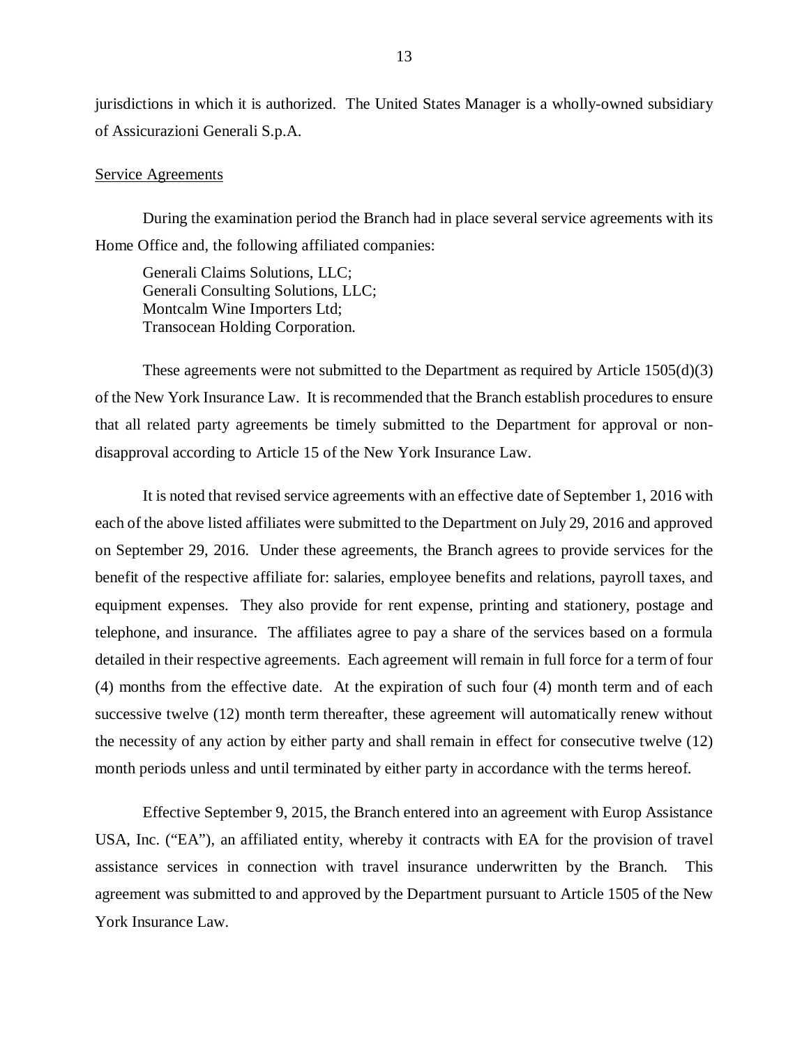jurisdictions in which it is authorized. The United States Manager is a wholly-owned subsidiary of Assicurazioni Generali S.p.A.

Service Agreements

During the examination period the Branch had in place several service agreements with its Home Office and, the following affiliated companies:

Generali Claims Solutions, LLC;
Generali Consulting Solutions, LLC;
Montcalm Wine Importers Ltd;
Transocean Holding Corporation.

These agreements were not submitted to the Department as required by Article 1505(d)(3) of the New York Insurance Law. It is recommended that the Branch establish procedures to ensure that all related party agreements be timely submitted to the Department for approval or non-disapproval according to Article 15 of the New York Insurance Law.

It is noted that revised service agreements with an effective date of September 1, 2016 with each of the above listed affiliates were submitted to the Department on July 29, 2016 and approved on September 29, 2016. Under these agreements, the Branch agrees to provide services for the benefit of the respective affiliate for: salaries, employee benefits and relations, payroll taxes, and equipment expenses. They also provide for rent expense, printing and stationery, postage and telephone, and insurance. The affiliates agree to pay a share of the services based on a formula detailed in their respective agreements. Each agreement will remain in full force for a term of four (4) months from the effective date. At the expiration of such four (4) month term and of each successive twelve (12) month term thereafter, these agreement will automatically renew without the necessity of any action by either party and shall remain in effect for consecutive twelve (12) month periods unless and until terminated by either party in accordance with the terms hereof.

Effective September 9, 2015, the Branch entered into an agreement with Europ Assistance USA, Inc. ("EA"), an affiliated entity, whereby it contracts with EA for the provision of travel assistance services in connection with travel insurance underwritten by the Branch. This agreement was submitted to and approved by the Department pursuant to Article 1505 of the New York Insurance Law.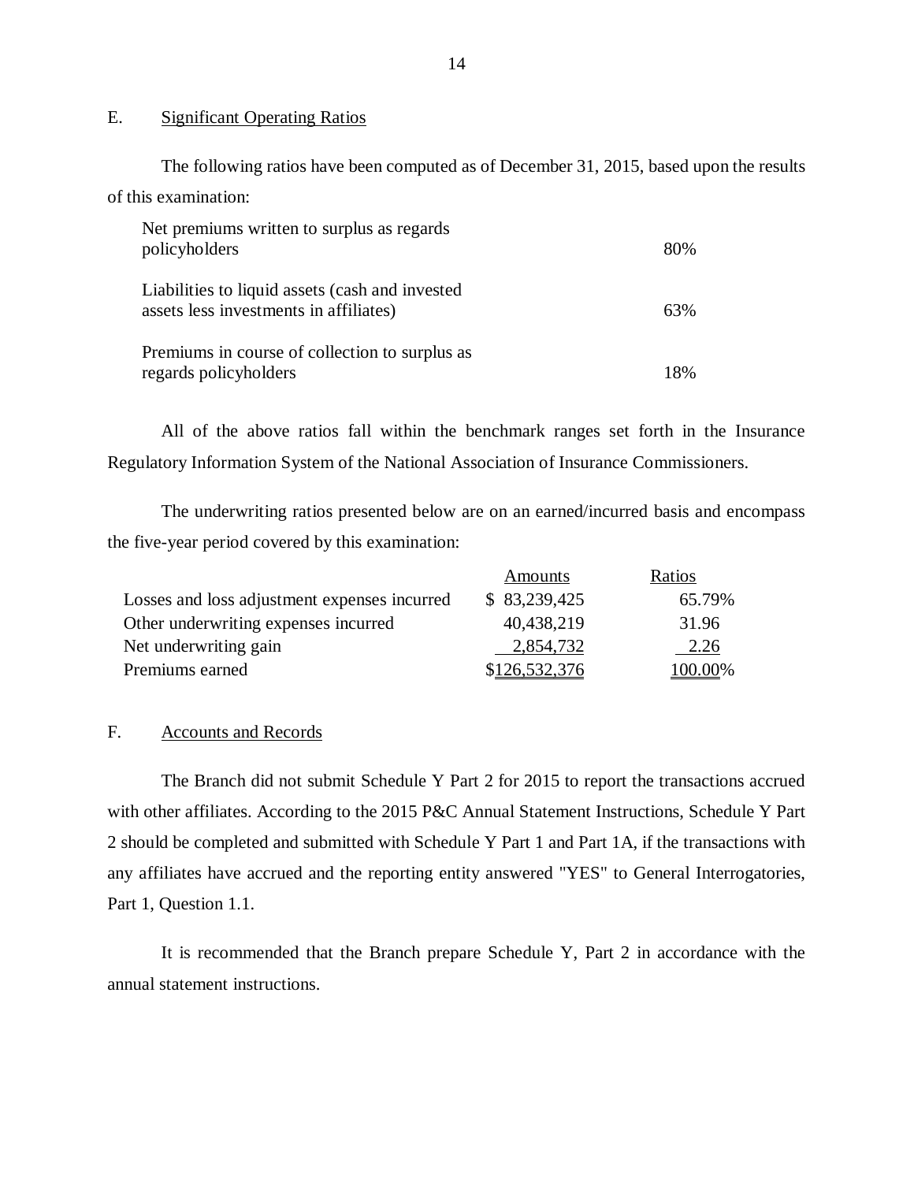## E. Significant Operating Ratios

The following ratios have been computed as of December 31, 2015, based upon the results of this examination:

| | |
|---|---|
| Net premiums written to surplus as regards policyholders | 80% |
| Liabilities to liquid assets (cash and invested assets less investments in affiliates) | 63% |
| Premiums in course of collection to surplus as regards policyholders | 18% |

All of the above ratios fall within the benchmark ranges set forth in the Insurance Regulatory Information System of the National Association of Insurance Commissioners.

The underwriting ratios presented below are on an earned/incurred basis and encompass the five-year period covered by this examination:

| | Amounts | Ratios |
|---|---|---|
| Losses and loss adjustment expenses incurred | $ 83,239,425 | 65.79% |
| Other underwriting expenses incurred | 40,438,219 | 31.96 |
| Net underwriting gain | 2,854,732 | 2.26 |
| Premiums earned | $126,532,376 | 100.00% |

## F. Accounts and Records

The Branch did not submit Schedule Y Part 2 for 2015 to report the transactions accrued with other affiliates. According to the 2015 P&C Annual Statement Instructions, Schedule Y Part 2 should be completed and submitted with Schedule Y Part 1 and Part 1A, if the transactions with any affiliates have accrued and the reporting entity answered "YES" to General Interrogatories, Part 1, Question 1.1.

It is recommended that the Branch prepare Schedule Y, Part 2 in accordance with the annual statement instructions.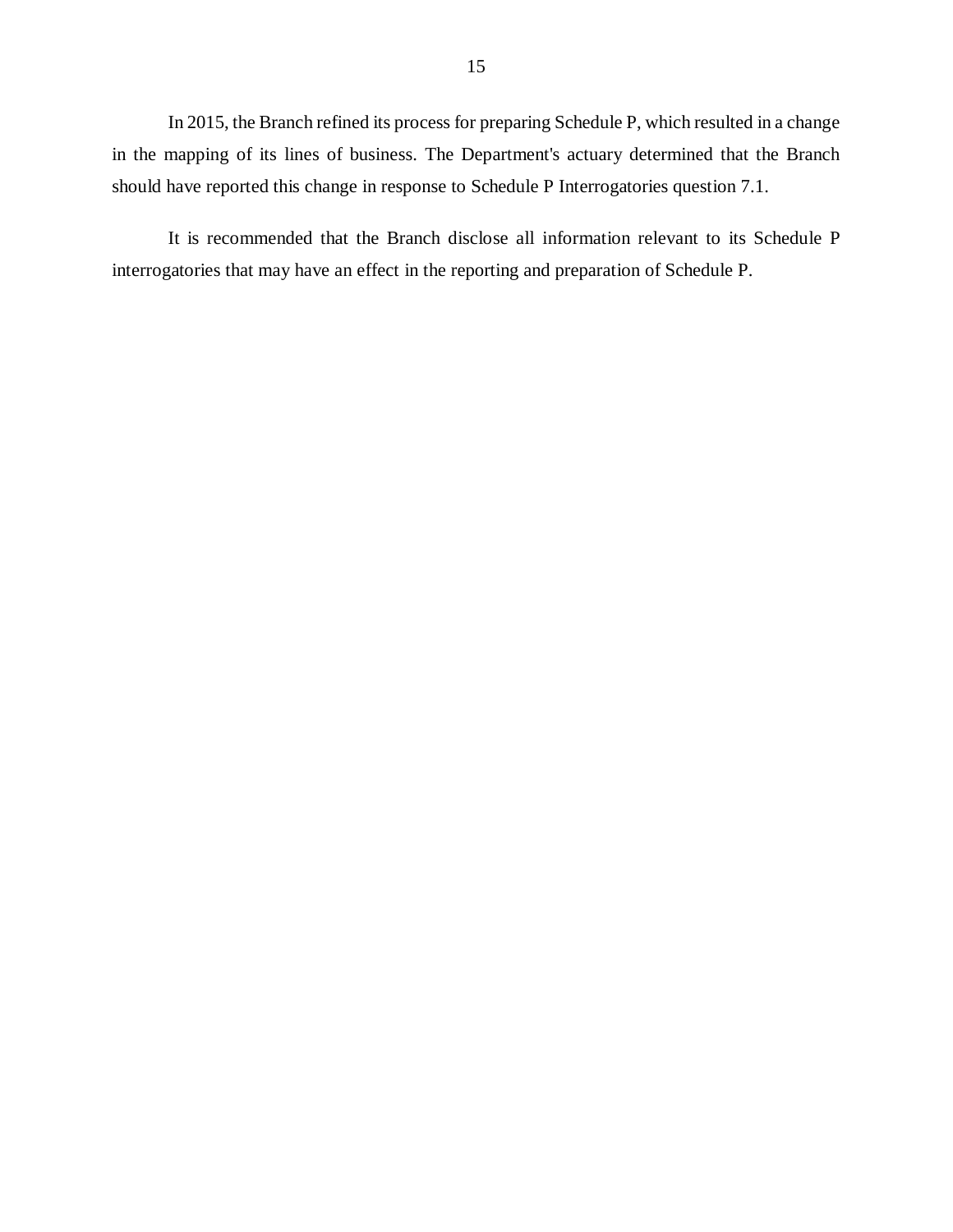In 2015, the Branch refined its process for preparing Schedule P, which resulted in a change in the mapping of its lines of business. The Department's actuary determined that the Branch should have reported this change in response to Schedule P Interrogatories question 7.1.

It is recommended that the Branch disclose all information relevant to its Schedule P interrogatories that may have an effect in the reporting and preparation of Schedule P.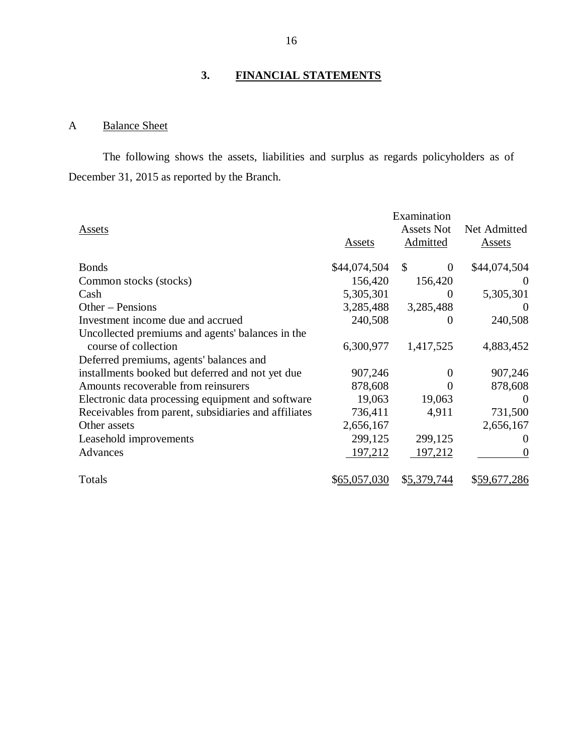## 3. FINANCIAL STATEMENTS

### A Balance Sheet

The following shows the assets, liabilities and surplus as regards policyholders as of December 31, 2015 as reported by the Branch.

| Assets | Assets | Examination Assets Not Admitted | Net Admitted Assets |
|---|---|---|---|
| Bonds | $44,074,504 | $ 0 | $44,074,504 |
| Common stocks (stocks) | 156,420 | 156,420 | 0 |
| Cash | 5,305,301 | 0 | 5,305,301 |
| Other – Pensions | 3,285,488 | 3,285,488 | 0 |
| Investment income due and accrued | 240,508 | 0 | 240,508 |
| Uncollected premiums and agents' balances in the course of collection | 6,300,977 | 1,417,525 | 4,883,452 |
| Deferred premiums, agents' balances and installments booked but deferred and not yet due | 907,246 | 0 | 907,246 |
| Amounts recoverable from reinsurers | 878,608 | 0 | 878,608 |
| Electronic data processing equipment and software | 19,063 | 19,063 | 0 |
| Receivables from parent, subsidiaries and affiliates | 736,411 | 4,911 | 731,500 |
| Other assets | 2,656,167 | | 2,656,167 |
| Leasehold improvements | 299,125 | 299,125 | 0 |
| Advances | 197,212 | 197,212 | 0 |
| Totals | $65,057,030 | $5,379,744 | $59,677,286 |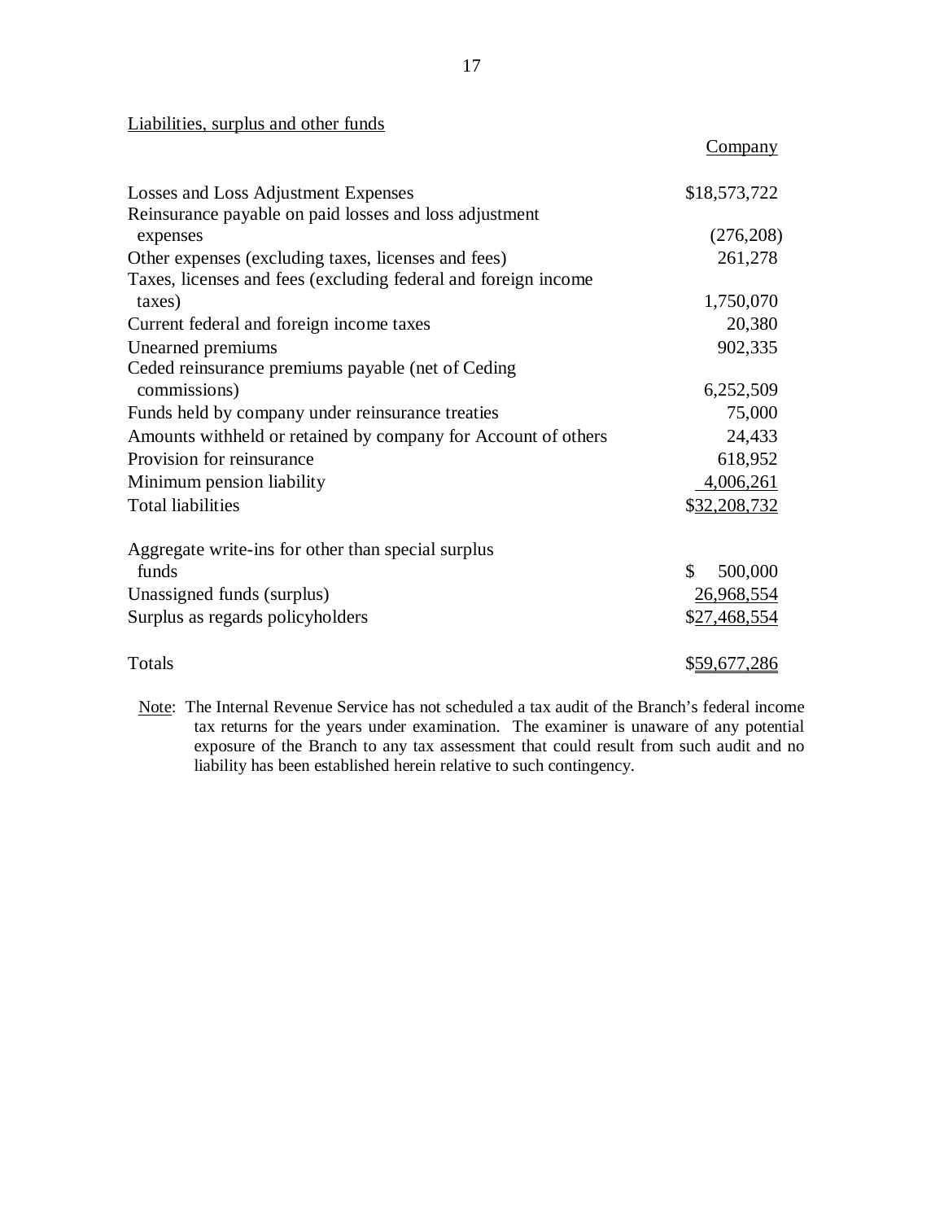Liabilities, surplus and other funds

| | Company |
|---|---|
| Losses and Loss Adjustment Expenses | $18,573,722 |
| Reinsurance payable on paid losses and loss adjustment expenses | (276,208) |
| Other expenses (excluding taxes, licenses and fees) | 261,278 |
| Taxes, licenses and fees (excluding federal and foreign income taxes) | 1,750,070 |
| Current federal and foreign income taxes | 20,380 |
| Unearned premiums | 902,335 |
| Ceded reinsurance premiums payable (net of Ceding commissions) | 6,252,509 |
| Funds held by company under reinsurance treaties | 75,000 |
| Amounts withheld or retained by company for Account of others | 24,433 |
| Provision for reinsurance | 618,952 |
| Minimum pension liability | 4,006,261 |
| Total liabilities | $32,208,732 |
| | |
| Aggregate write-ins for other than special surplus funds | $ 500,000 |
| Unassigned funds (surplus) | 26,968,554 |
| Surplus as regards policyholders | $27,468,554 |
| | |
| Totals | $59,677,286 |

Note: The Internal Revenue Service has not scheduled a tax audit of the Branch's federal income tax returns for the years under examination. The examiner is unaware of any potential exposure of the Branch to any tax assessment that could result from such audit and no liability has been established herein relative to such contingency.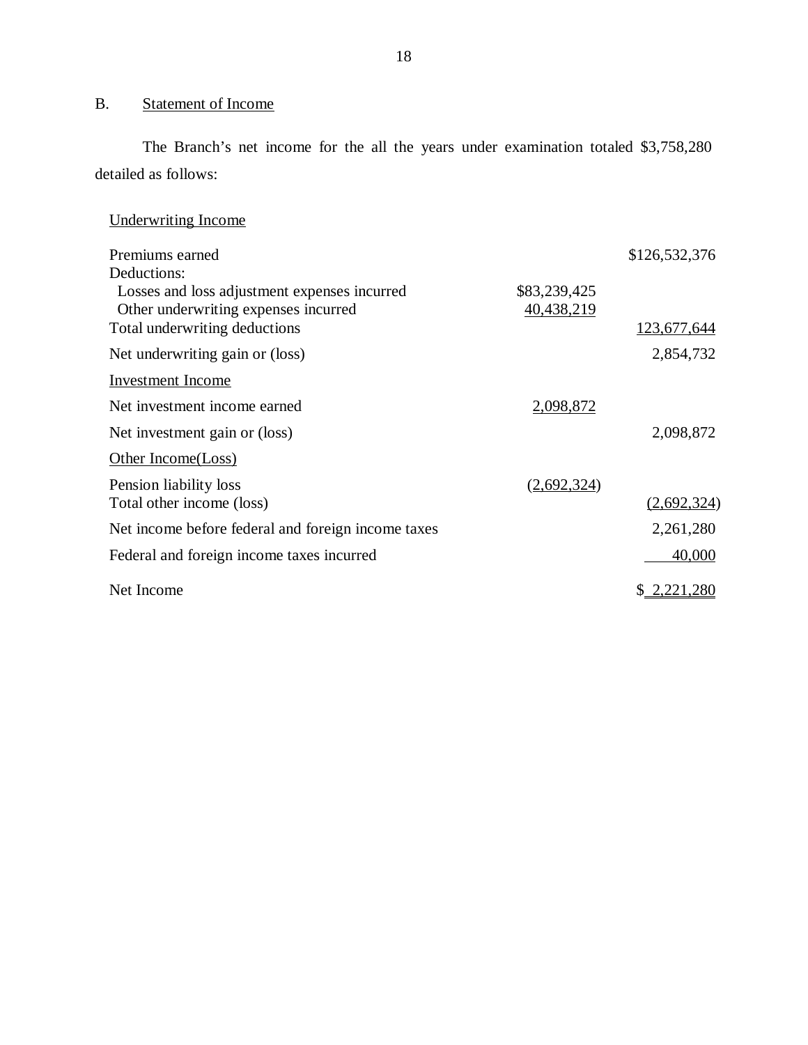## B. Statement of Income

The Branch's net income for the all the years under examination totaled $3,758,280 detailed as follows:

| | | |
|---|---|---|
| Underwriting Income | | |
| Premiums earned | | $126,532,376 |
| Deductions: | | |
| Losses and loss adjustment expenses incurred | $83,239,425 | |
| Other underwriting expenses incurred | 40,438,219 | |
| Total underwriting deductions | | 123,677,644 |
| Net underwriting gain or (loss) | | 2,854,732 |
| Investment Income | | |
| Net investment income earned | 2,098,872 | |
| Net investment gain or (loss) | | 2,098,872 |
| Other Income(Loss) | | |
| Pension liability loss | (2,692,324) | |
| Total other income (loss) | | (2,692,324) |
| Net income before federal and foreign income taxes | | 2,261,280 |
| Federal and foreign income taxes incurred | | 40,000 |
| Net Income | | $ 2,221,280 |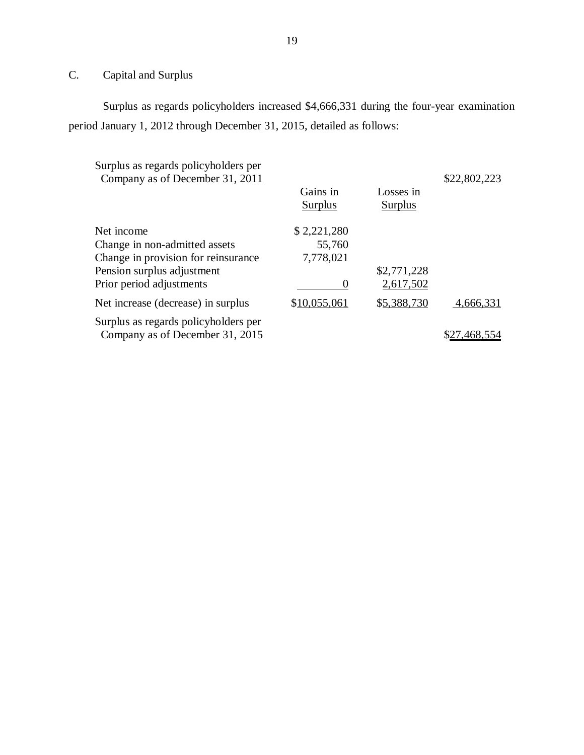## C. Capital and Surplus

Surplus as regards policyholders increased $4,666,331 during the four-year examination period January 1, 2012 through December 31, 2015, detailed as follows:

| | Gains in Surplus | Losses in Surplus | |
|---|---|---|---|
| Surplus as regards policyholders per Company as of December 31, 2011 | | | $22,802,223 |
| Net income | $ 2,221,280 | | |
| Change in non-admitted assets | 55,760 | | |
| Change in provision for reinsurance | 7,778,021 | | |
| Pension surplus adjustment | | $2,771,228 | |
| Prior period adjustments | 0 | 2,617,502 | |
| Net increase (decrease) in surplus | $10,055,061 | $5,388,730 | 4,666,331 |
| Surplus as regards policyholders per Company as of December 31, 2015 | | | $27,468,554 |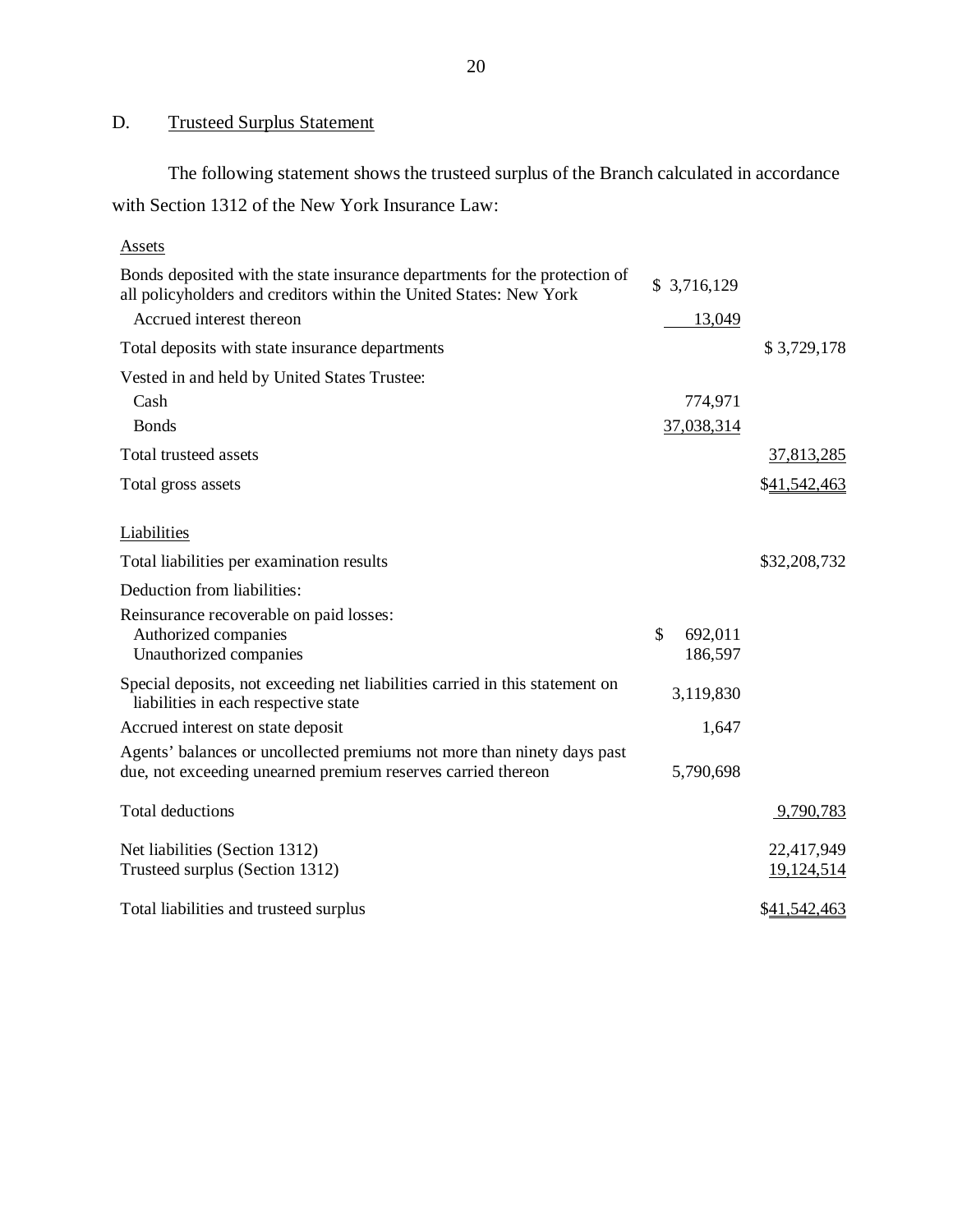## D. Trusteed Surplus Statement

The following statement shows the trusteed surplus of the Branch calculated in accordance with Section 1312 of the New York Insurance Law:

| | | |
|---|---|---|
| Assets | | |
| Bonds deposited with the state insurance departments for the protection of all policyholders and creditors within the United States: New York | $ 3,716,129 | |
| Accrued interest thereon | 13,049 | |
| Total deposits with state insurance departments | | $ 3,729,178 |
| Vested in and held by United States Trustee: | | |
| Cash | 774,971 | |
| Bonds | 37,038,314 | |
| Total trusteed assets | | 37,813,285 |
| Total gross assets | | $41,542,463 |
| | | |
| Liabilities | | |
| Total liabilities per examination results | | $32,208,732 |
| Deduction from liabilities: | | |
| Reinsurance recoverable on paid losses: | | |
| Authorized companies | $ 692,011 | |
| Unauthorized companies | 186,597 | |
| Special deposits, not exceeding net liabilities carried in this statement on liabilities in each respective state | 3,119,830 | |
| Accrued interest on state deposit | 1,647 | |
| Agents' balances or uncollected premiums not more than ninety days past due, not exceeding unearned premium reserves carried thereon | 5,790,698 | |
| Total deductions | | 9,790,783 |
| Net liabilities (Section 1312) | | 22,417,949 |
| Trusteed surplus (Section 1312) | | 19,124,514 |
| Total liabilities and trusteed surplus | | $41,542,463 |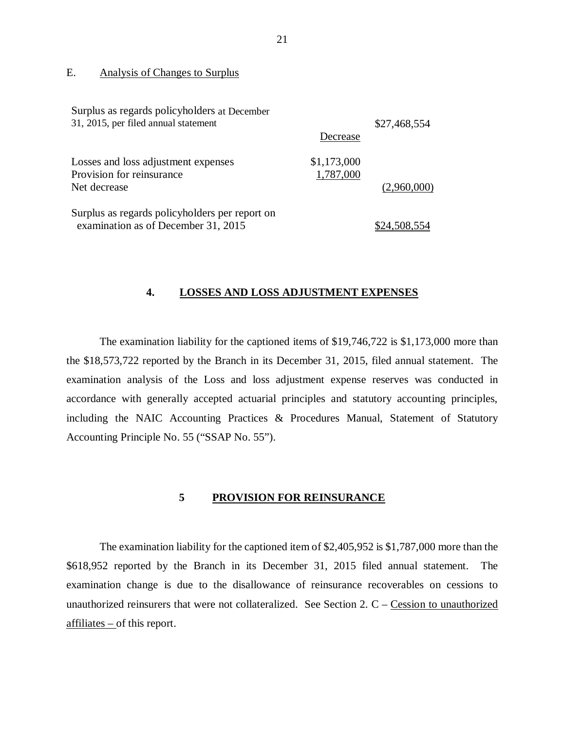## E. Analysis of Changes to Surplus

| | | |
|---|---|---|
| Surplus as regards policyholders at December 31, 2015, per filed annual statement | | $27,468,554 |
| | Decrease | |
| Losses and loss adjustment expenses | $1,173,000 | |
| Provision for reinsurance | 1,787,000 | |
| Net decrease | | (2,960,000) |
| Surplus as regards policyholders per report on examination as of December 31, 2015 | | $24,508,554 |

## 4. LOSSES AND LOSS ADJUSTMENT EXPENSES

The examination liability for the captioned items of $19,746,722 is $1,173,000 more than the $18,573,722 reported by the Branch in its December 31, 2015, filed annual statement. The examination analysis of the Loss and loss adjustment expense reserves was conducted in accordance with generally accepted actuarial principles and statutory accounting principles, including the NAIC Accounting Practices & Procedures Manual, Statement of Statutory Accounting Principle No. 55 ("SSAP No. 55").

## 5 PROVISION FOR REINSURANCE

The examination liability for the captioned item of $2,405,952 is $1,787,000 more than the $618,952 reported by the Branch in its December 31, 2015 filed annual statement. The examination change is due to the disallowance of reinsurance recoverables on cessions to unauthorized reinsurers that were not collateralized. See Section 2. C – Cession to unauthorized affiliates – of this report.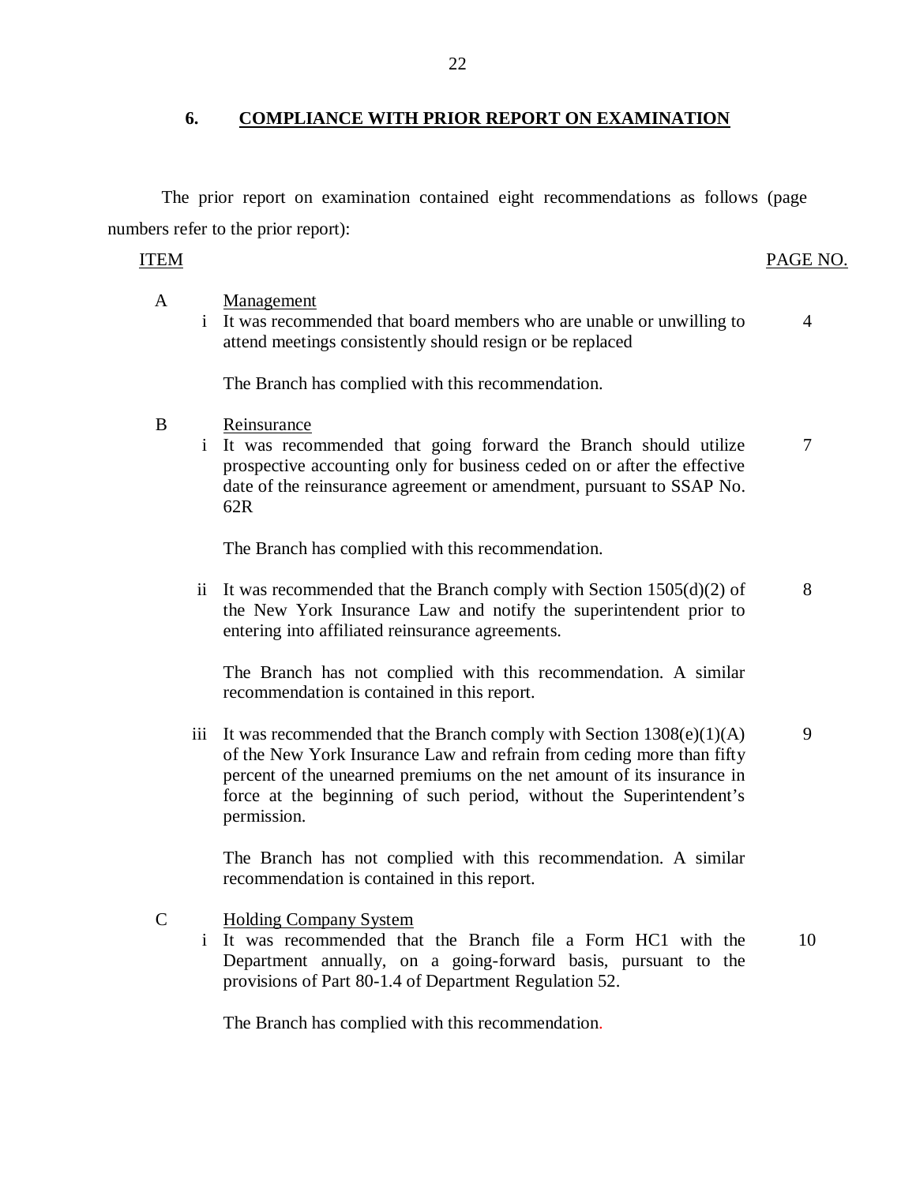## 6. COMPLIANCE WITH PRIOR REPORT ON EXAMINATION

The prior report on examination contained eight recommendations as follows (page numbers refer to the prior report):

| ITEM | | | PAGE NO. |
|---|---|---|---|
| A | | Management | |
| | i | It was recommended that board members who are unable or unwilling to attend meetings consistently should resign or be replaced | 4 |
| | | The Branch has complied with this recommendation. | |
| B | | Reinsurance | |
| | i | It was recommended that going forward the Branch should utilize prospective accounting only for business ceded on or after the effective date of the reinsurance agreement or amendment, pursuant to SSAP No. 62R | 7 |
| | | The Branch has complied with this recommendation. | |
| | ii | It was recommended that the Branch comply with Section 1505(d)(2) of the New York Insurance Law and notify the superintendent prior to entering into affiliated reinsurance agreements. | 8 |
| | | The Branch has not complied with this recommendation. A similar recommendation is contained in this report. | |
| | iii | It was recommended that the Branch comply with Section 1308(e)(1)(A) of the New York Insurance Law and refrain from ceding more than fifty percent of the unearned premiums on the net amount of its insurance in force at the beginning of such period, without the Superintendent's permission. | 9 |
| | | The Branch has not complied with this recommendation. A similar recommendation is contained in this report. | |
| C | | Holding Company System | |
| | i | It was recommended that the Branch file a Form HC1 with the Department annually, on a going-forward basis, pursuant to the provisions of Part 80-1.4 of Department Regulation 52. | 10 |
| | | The Branch has complied with this recommendation. | |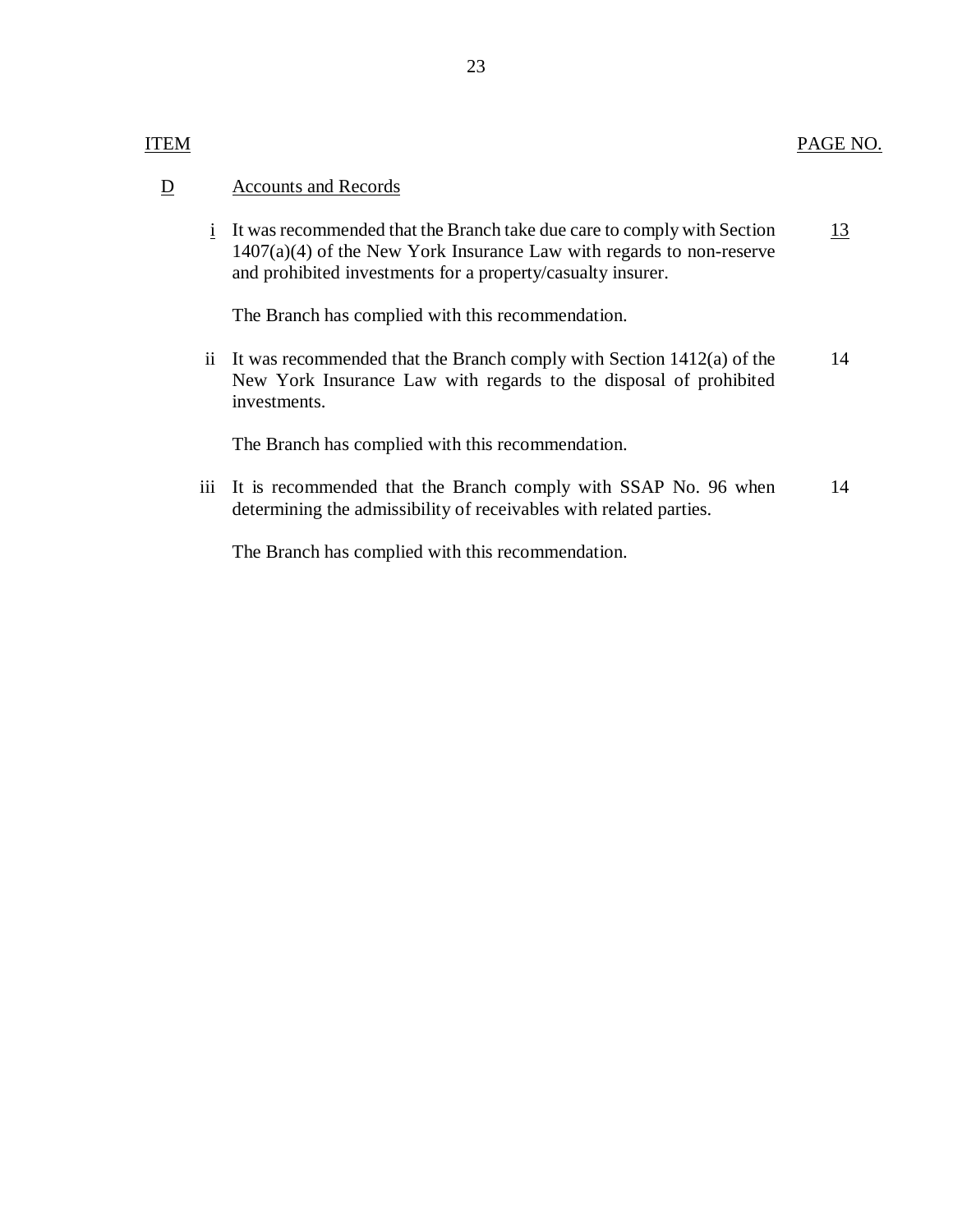| ITEM | | | PAGE NO. |
|---|---|---|---|
| D | | Accounts and Records | |
| | i | It was recommended that the Branch take due care to comply with Section 1407(a)(4) of the New York Insurance Law with regards to non-reserve and prohibited investments for a property/casualty insurer. | 13 |
| | | The Branch has complied with this recommendation. | |
| | ii | It was recommended that the Branch comply with Section 1412(a) of the New York Insurance Law with regards to the disposal of prohibited investments. | 14 |
| | | The Branch has complied with this recommendation. | |
| | iii | It is recommended that the Branch comply with SSAP No. 96 when determining the admissibility of receivables with related parties. | 14 |
| | | The Branch has complied with this recommendation. | |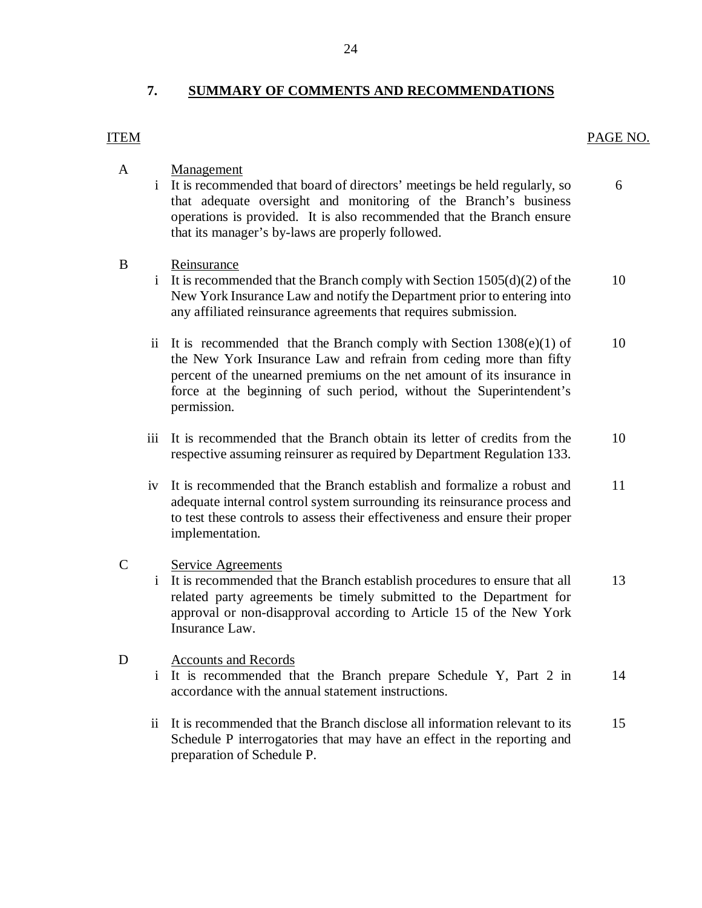## 7. SUMMARY OF COMMENTS AND RECOMMENDATIONS

| ITEM | | | PAGE NO. |
|---|---|---|---|
| A | | Management | |
| | i | It is recommended that board of directors' meetings be held regularly, so that adequate oversight and monitoring of the Branch's business operations is provided. It is also recommended that the Branch ensure that its manager's by-laws are properly followed. | 6 |
| B | | Reinsurance | |
| | i | It is recommended that the Branch comply with Section 1505(d)(2) of the New York Insurance Law and notify the Department prior to entering into any affiliated reinsurance agreements that requires submission. | 10 |
| | ii | It is recommended that the Branch comply with Section 1308(e)(1) of the New York Insurance Law and refrain from ceding more than fifty percent of the unearned premiums on the net amount of its insurance in force at the beginning of such period, without the Superintendent's permission. | 10 |
| | iii | It is recommended that the Branch obtain its letter of credits from the respective assuming reinsurer as required by Department Regulation 133. | 10 |
| | iv | It is recommended that the Branch establish and formalize a robust and adequate internal control system surrounding its reinsurance process and to test these controls to assess their effectiveness and ensure their proper implementation. | 11 |
| C | | Service Agreements | |
| | i | It is recommended that the Branch establish procedures to ensure that all related party agreements be timely submitted to the Department for approval or non-disapproval according to Article 15 of the New York Insurance Law. | 13 |
| D | | Accounts and Records | |
| | i | It is recommended that the Branch prepare Schedule Y, Part 2 in accordance with the annual statement instructions. | 14 |
| | ii | It is recommended that the Branch disclose all information relevant to its Schedule P interrogatories that may have an effect in the reporting and preparation of Schedule P. | 15 |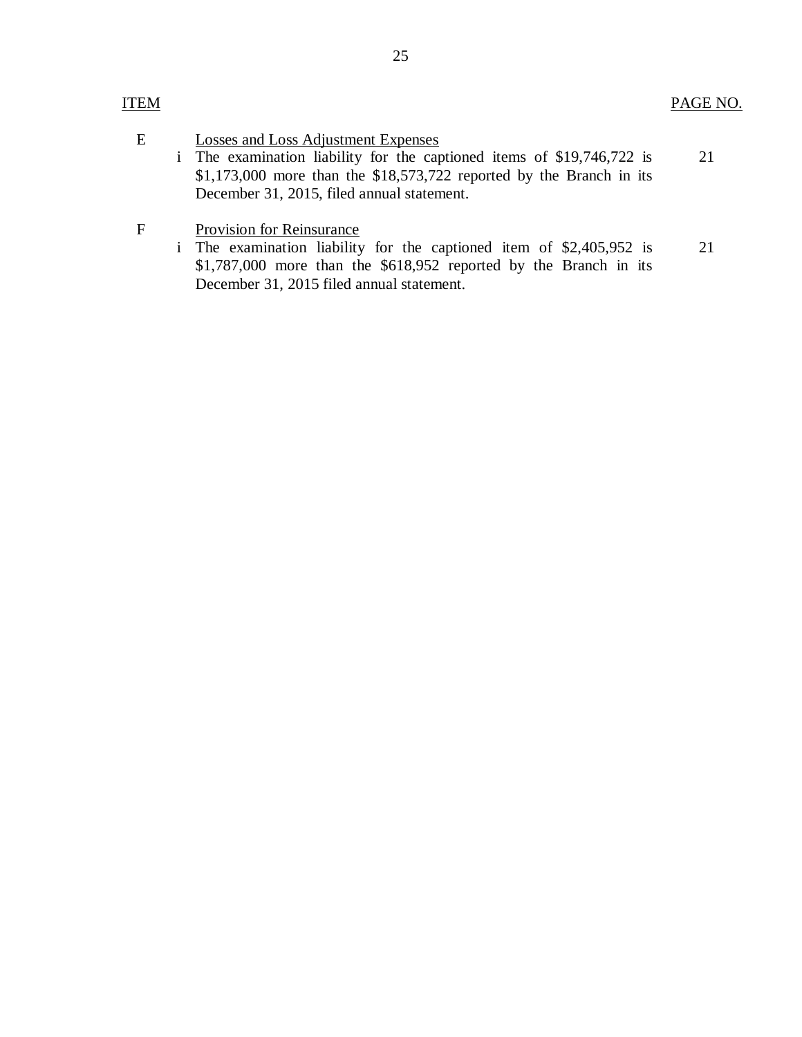| ITEM | | | PAGE NO. |
| --- | --- | --- | --- |
| E | | Losses and Loss Adjustment Expenses | |
| | i | The examination liability for the captioned items of $19,746,722 is $1,173,000 more than the $18,573,722 reported by the Branch in its December 31, 2015, filed annual statement. | 21 |
| F | | Provision for Reinsurance | |
| | i | The examination liability for the captioned item of $2,405,952 is $1,787,000 more than the $618,952 reported by the Branch in its December 31, 2015 filed annual statement. | 21 |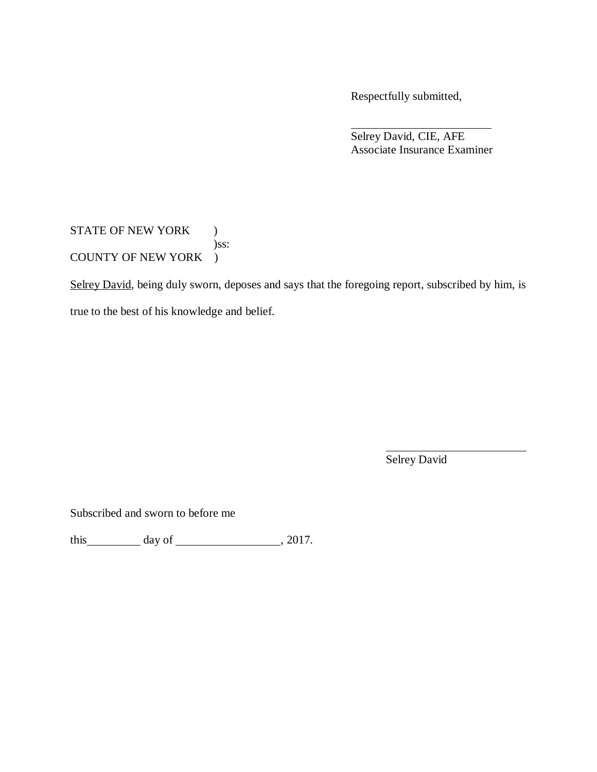Respectfully submitted,

\_\_\_\_\_\_\_\_\_\_\_\_\_\_\_\_\_\_\_\_\_\_\_\_\_\_
Selrey David, CIE, AFE
Associate Insurance Examiner

STATE OF NEW YORK )
)ss:
COUNTY OF NEW YORK )

<u>Selrey David</u>, being duly sworn, deposes and says that the foregoing report, subscribed by him, is true to the best of his knowledge and belief.

\_\_\_\_\_\_\_\_\_\_\_\_\_\_\_\_\_\_\_\_\_\_\_\_\_\_
Selrey David

Subscribed and sworn to before me

this\_\_\_\_\_\_\_\_\_\_ day of \_\_\_\_\_\_\_\_\_\_\_\_\_\_\_\_\_\_, 2017.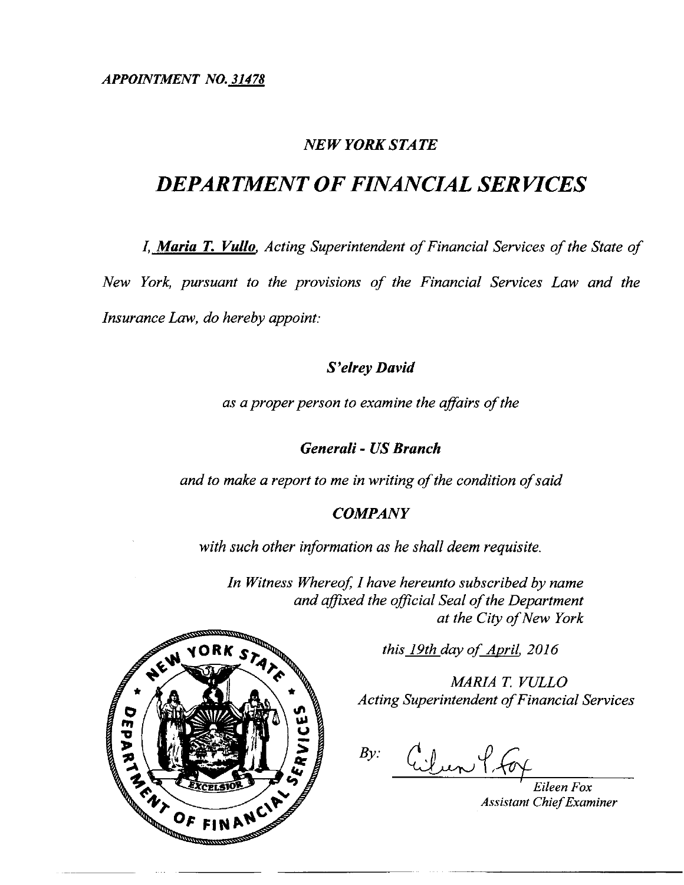*APPOINTMENT NO. 31478*

## *NEW YORK STATE*

# *DEPARTMENT OF FINANCIAL SERVICES*

*I, **Maria T. Vullo**, Acting Superintendent of Financial Services of the State of New York, pursuant to the provisions of the Financial Services Law and the Insurance Law, do hereby appoint:*

***S'elrey David***

*as a proper person to examine the affairs of the*

***Generali - US Branch***

*and to make a report to me in writing of the condition of said*

***COMPANY***

*with such other information as he shall deem requisite.*

*In Witness Whereof, I have hereunto subscribed by name and affixed the official Seal of the Department at the City of New York*

*this 19th day of April, 2016*

*MARIA T. VULLO*
*Acting Superintendent of Financial Services*

*By:* Eileen F. Fox

*Eileen Fox*
*Assistant Chief Examiner*